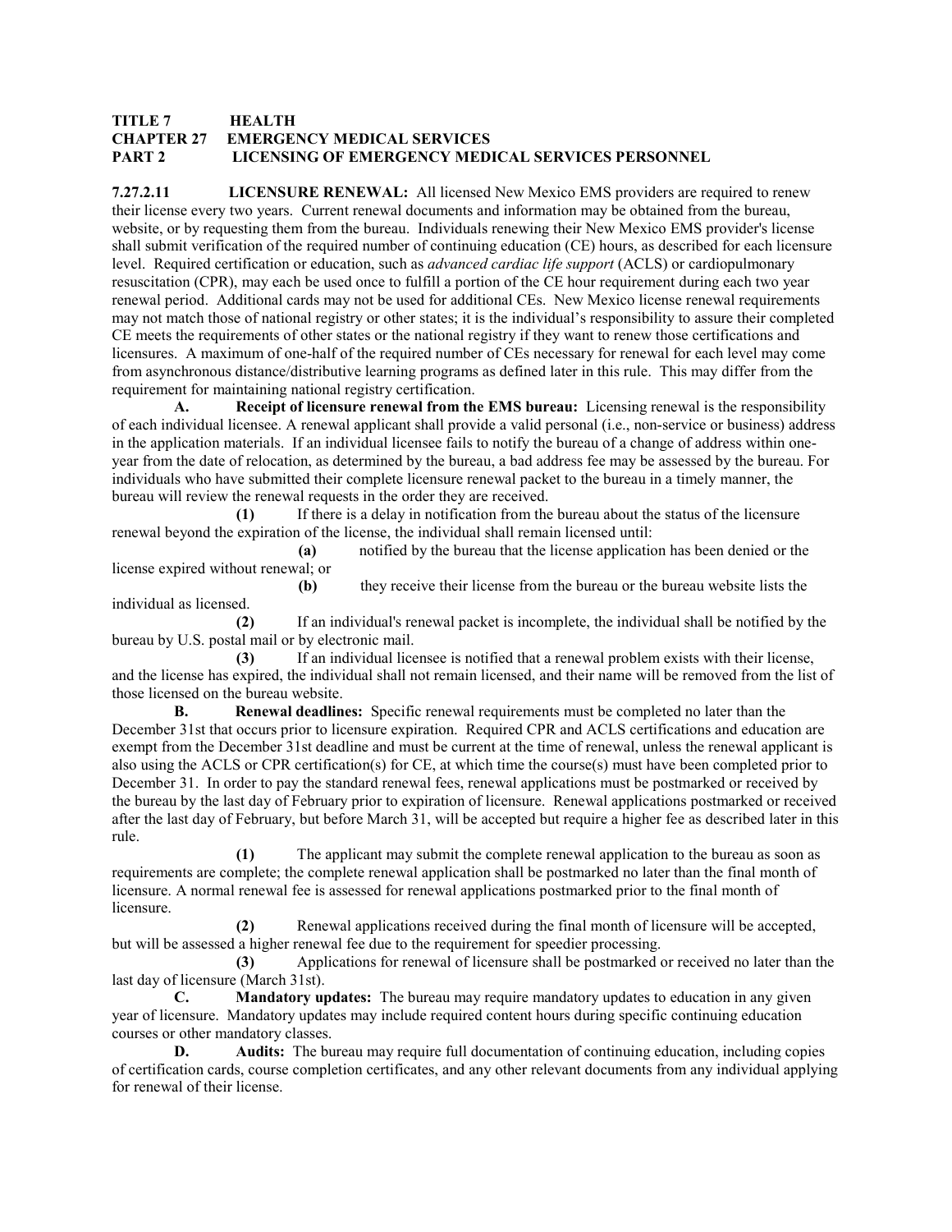**TITLE 7 HEALTH**
**CHAPTER 27 EMERGENCY MEDICAL SERVICES**
**PART 2 LICENSING OF EMERGENCY MEDICAL SERVICES PERSONNEL**

**7.27.2.11 LICENSURE RENEWAL:** All licensed New Mexico EMS providers are required to renew their license every two years. Current renewal documents and information may be obtained from the bureau, website, or by requesting them from the bureau. Individuals renewing their New Mexico EMS provider's license shall submit verification of the required number of continuing education (CE) hours, as described for each licensure level. Required certification or education, such as *advanced cardiac life support* (ACLS) or cardiopulmonary resuscitation (CPR), may each be used once to fulfill a portion of the CE hour requirement during each two year renewal period. Additional cards may not be used for additional CEs. New Mexico license renewal requirements may not match those of national registry or other states; it is the individual's responsibility to assure their completed CE meets the requirements of other states or the national registry if they want to renew those certifications and licensures. A maximum of one-half of the required number of CEs necessary for renewal for each level may come from asynchronous distance/distributive learning programs as defined later in this rule. This may differ from the requirement for maintaining national registry certification.

**A. Receipt of licensure renewal from the EMS bureau:** Licensing renewal is the responsibility of each individual licensee. A renewal applicant shall provide a valid personal (i.e., non-service or business) address in the application materials. If an individual licensee fails to notify the bureau of a change of address within one-year from the date of relocation, as determined by the bureau, a bad address fee may be assessed by the bureau. For individuals who have submitted their complete licensure renewal packet to the bureau in a timely manner, the bureau will review the renewal requests in the order they are received.

**(1)** If there is a delay in notification from the bureau about the status of the licensure renewal beyond the expiration of the license, the individual shall remain licensed until:

**(a)** notified by the bureau that the license application has been denied or the license expired without renewal; or

**(b)** they receive their license from the bureau or the bureau website lists the individual as licensed.

**(2)** If an individual's renewal packet is incomplete, the individual shall be notified by the bureau by U.S. postal mail or by electronic mail.

**(3)** If an individual licensee is notified that a renewal problem exists with their license, and the license has expired, the individual shall not remain licensed, and their name will be removed from the list of those licensed on the bureau website.

**B. Renewal deadlines:** Specific renewal requirements must be completed no later than the December 31st that occurs prior to licensure expiration. Required CPR and ACLS certifications and education are exempt from the December 31st deadline and must be current at the time of renewal, unless the renewal applicant is also using the ACLS or CPR certification(s) for CE, at which time the course(s) must have been completed prior to December 31. In order to pay the standard renewal fees, renewal applications must be postmarked or received by the bureau by the last day of February prior to expiration of licensure. Renewal applications postmarked or received after the last day of February, but before March 31, will be accepted but require a higher fee as described later in this rule.

**(1)** The applicant may submit the complete renewal application to the bureau as soon as requirements are complete; the complete renewal application shall be postmarked no later than the final month of licensure. A normal renewal fee is assessed for renewal applications postmarked prior to the final month of licensure.

**(2)** Renewal applications received during the final month of licensure will be accepted, but will be assessed a higher renewal fee due to the requirement for speedier processing.

**(3)** Applications for renewal of licensure shall be postmarked or received no later than the last day of licensure (March 31st).

**C. Mandatory updates:** The bureau may require mandatory updates to education in any given year of licensure. Mandatory updates may include required content hours during specific continuing education courses or other mandatory classes.

**D. Audits:** The bureau may require full documentation of continuing education, including copies of certification cards, course completion certificates, and any other relevant documents from any individual applying for renewal of their license.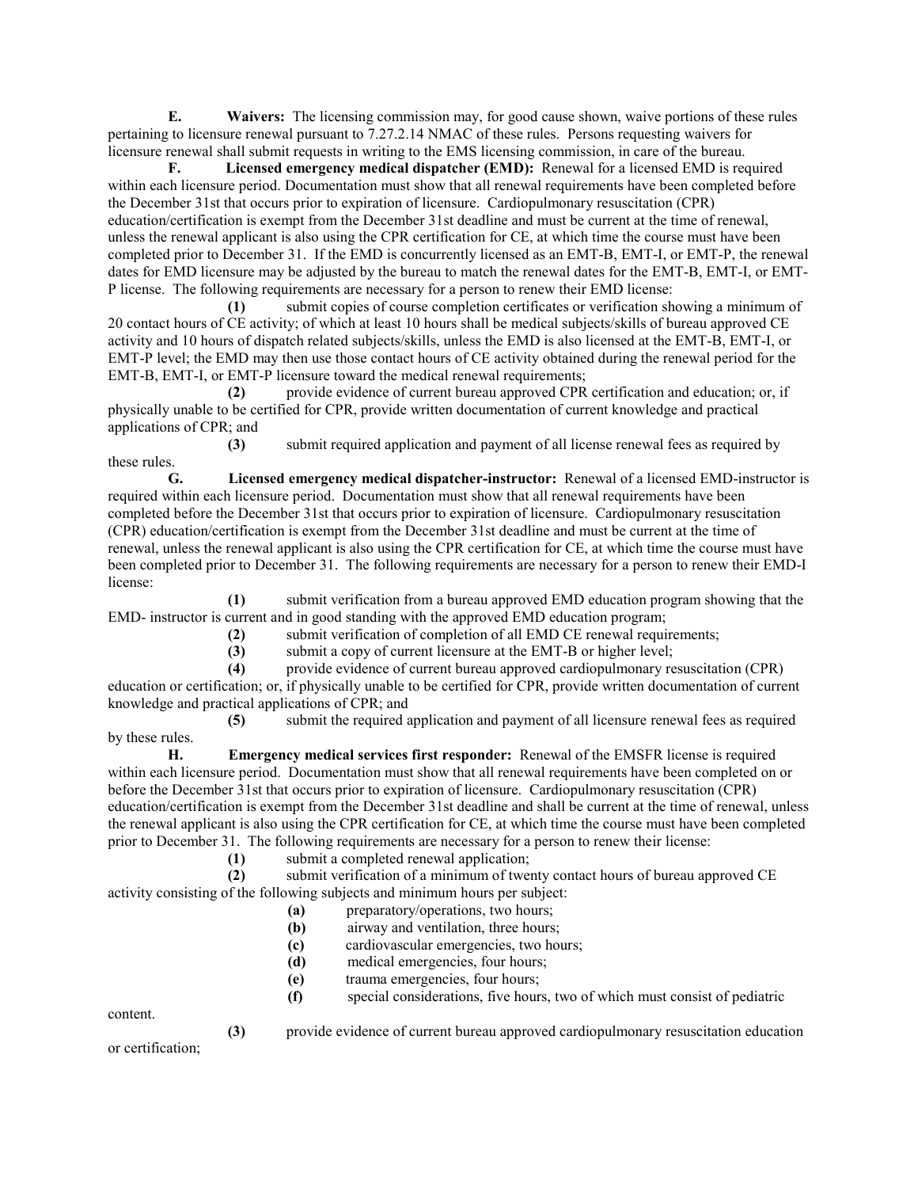**E. Waivers:** The licensing commission may, for good cause shown, waive portions of these rules pertaining to licensure renewal pursuant to 7.27.2.14 NMAC of these rules. Persons requesting waivers for licensure renewal shall submit requests in writing to the EMS licensing commission, in care of the bureau.

**F. Licensed emergency medical dispatcher (EMD):** Renewal for a licensed EMD is required within each licensure period. Documentation must show that all renewal requirements have been completed before the December 31st that occurs prior to expiration of licensure. Cardiopulmonary resuscitation (CPR) education/certification is exempt from the December 31st deadline and must be current at the time of renewal, unless the renewal applicant is also using the CPR certification for CE, at which time the course must have been completed prior to December 31. If the EMD is concurrently licensed as an EMT-B, EMT-I, or EMT-P, the renewal dates for EMD licensure may be adjusted by the bureau to match the renewal dates for the EMT-B, EMT-I, or EMT-P license. The following requirements are necessary for a person to renew their EMD license:

**(1)** submit copies of course completion certificates or verification showing a minimum of 20 contact hours of CE activity; of which at least 10 hours shall be medical subjects/skills of bureau approved CE activity and 10 hours of dispatch related subjects/skills, unless the EMD is also licensed at the EMT-B, EMT-I, or EMT-P level; the EMD may then use those contact hours of CE activity obtained during the renewal period for the EMT-B, EMT-I, or EMT-P licensure toward the medical renewal requirements;

**(2)** provide evidence of current bureau approved CPR certification and education; or, if physically unable to be certified for CPR, provide written documentation of current knowledge and practical applications of CPR; and

**(3)** submit required application and payment of all license renewal fees as required by these rules.

**G. Licensed emergency medical dispatcher-instructor:** Renewal of a licensed EMD-instructor is required within each licensure period. Documentation must show that all renewal requirements have been completed before the December 31st that occurs prior to expiration of licensure. Cardiopulmonary resuscitation (CPR) education/certification is exempt from the December 31st deadline and must be current at the time of renewal, unless the renewal applicant is also using the CPR certification for CE, at which time the course must have been completed prior to December 31. The following requirements are necessary for a person to renew their EMD-I license:

**(1)** submit verification from a bureau approved EMD education program showing that the EMD- instructor is current and in good standing with the approved EMD education program;

**(2)** submit verification of completion of all EMD CE renewal requirements;

**(3)** submit a copy of current licensure at the EMT-B or higher level;

**(4)** provide evidence of current bureau approved cardiopulmonary resuscitation (CPR) education or certification; or, if physically unable to be certified for CPR, provide written documentation of current knowledge and practical applications of CPR; and

**(5)** submit the required application and payment of all licensure renewal fees as required by these rules.

**H. Emergency medical services first responder:** Renewal of the EMSFR license is required within each licensure period. Documentation must show that all renewal requirements have been completed on or before the December 31st that occurs prior to expiration of licensure. Cardiopulmonary resuscitation (CPR) education/certification is exempt from the December 31st deadline and shall be current at the time of renewal, unless the renewal applicant is also using the CPR certification for CE, at which time the course must have been completed prior to December 31. The following requirements are necessary for a person to renew their license:

**(1)** submit a completed renewal application;

**(2)** submit verification of a minimum of twenty contact hours of bureau approved CE activity consisting of the following subjects and minimum hours per subject:

**(a)** preparatory/operations, two hours;

**(b)** airway and ventilation, three hours;

**(c)** cardiovascular emergencies, two hours;

**(d)** medical emergencies, four hours;

**(e)** trauma emergencies, four hours;

**(f)** special considerations, five hours, two of which must consist of pediatric content.

**(3)** provide evidence of current bureau approved cardiopulmonary resuscitation education or certification;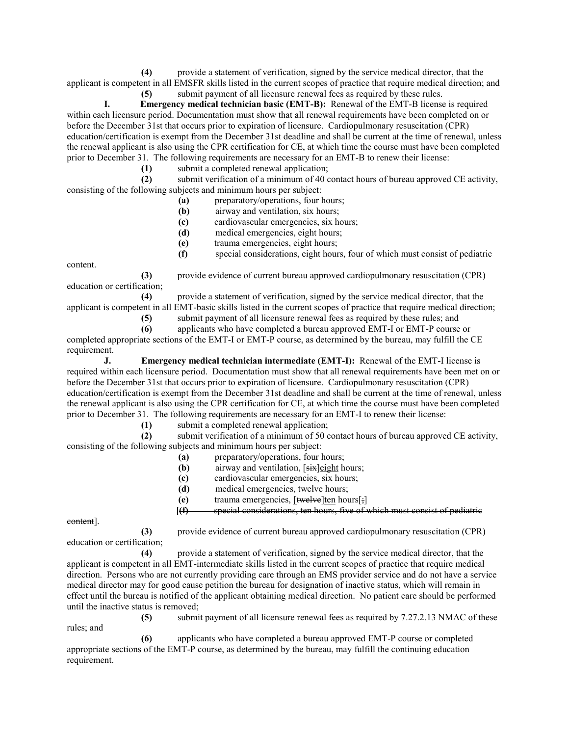**(4)** provide a statement of verification, signed by the service medical director, that the applicant is competent in all EMSFR skills listed in the current scopes of practice that require medical direction; and

**(5)** submit payment of all licensure renewal fees as required by these rules.

**I. Emergency medical technician basic (EMT-B):** Renewal of the EMT-B license is required within each licensure period. Documentation must show that all renewal requirements have been completed on or before the December 31st that occurs prior to expiration of licensure. Cardiopulmonary resuscitation (CPR) education/certification is exempt from the December 31st deadline and shall be current at the time of renewal, unless the renewal applicant is also using the CPR certification for CE, at which time the course must have been completed prior to December 31. The following requirements are necessary for an EMT-B to renew their license:

**(1)** submit a completed renewal application;

**(2)** submit verification of a minimum of 40 contact hours of bureau approved CE activity, consisting of the following subjects and minimum hours per subject:

**(a)** preparatory/operations, four hours;

**(b)** airway and ventilation, six hours;

**(c)** cardiovascular emergencies, six hours;

**(d)** medical emergencies, eight hours;

**(e)** trauma emergencies, eight hours;

**(f)** special considerations, eight hours, four of which must consist of pediatric content.

**(3)** provide evidence of current bureau approved cardiopulmonary resuscitation (CPR) education or certification;

**(4)** provide a statement of verification, signed by the service medical director, that the applicant is competent in all EMT-basic skills listed in the current scopes of practice that require medical direction;

**(5)** submit payment of all licensure renewal fees as required by these rules; and

**(6)** applicants who have completed a bureau approved EMT-I or EMT-P course or completed appropriate sections of the EMT-I or EMT-P course, as determined by the bureau, may fulfill the CE requirement.

**J. Emergency medical technician intermediate (EMT-I):** Renewal of the EMT-I license is required within each licensure period. Documentation must show that all renewal requirements have been met on or before the December 31st that occurs prior to expiration of licensure. Cardiopulmonary resuscitation (CPR) education/certification is exempt from the December 31st deadline and shall be current at the time of renewal, unless the renewal applicant is also using the CPR certification for CE, at which time the course must have been completed prior to December 31. The following requirements are necessary for an EMT-I to renew their license:

**(1)** submit a completed renewal application;

**(2)** submit verification of a minimum of 50 contact hours of bureau approved CE activity, consisting of the following subjects and minimum hours per subject:

**(a)** preparatory/operations, four hours;

**(b)** airway and ventilation, [~~six~~]<u>eight</u> hours;

**(c)** cardiovascular emergencies, six hours;

**(d)** medical emergencies, twelve hours;

**(e)** trauma emergencies, [~~twelve~~]<u>ten</u> hours[~~;~~]

**[~~(f)~~** ~~special considerations, ten hours, five of which must consist of pediatric content~~].

**(3)** provide evidence of current bureau approved cardiopulmonary resuscitation (CPR) education or certification;

**(4)** provide a statement of verification, signed by the service medical director, that the applicant is competent in all EMT-intermediate skills listed in the current scopes of practice that require medical direction. Persons who are not currently providing care through an EMS provider service and do not have a service medical director may for good cause petition the bureau for designation of inactive status, which will remain in effect until the bureau is notified of the applicant obtaining medical direction. No patient care should be performed until the inactive status is removed;

**(5)** submit payment of all licensure renewal fees as required by 7.27.2.13 NMAC of these rules; and

**(6)** applicants who have completed a bureau approved EMT-P course or completed appropriate sections of the EMT-P course, as determined by the bureau, may fulfill the continuing education requirement.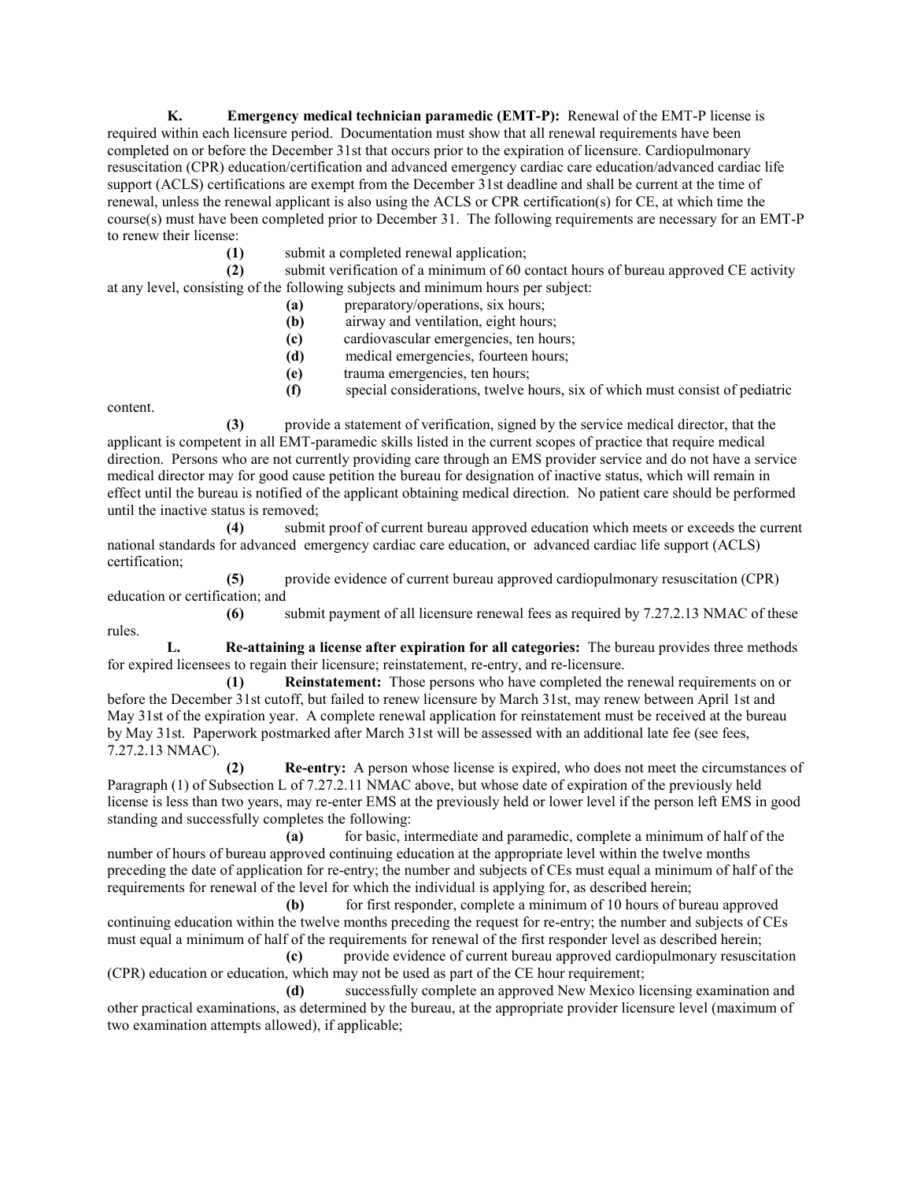**K. Emergency medical technician paramedic (EMT-P):** Renewal of the EMT-P license is required within each licensure period. Documentation must show that all renewal requirements have been completed on or before the December 31st that occurs prior to the expiration of licensure. Cardiopulmonary resuscitation (CPR) education/certification and advanced emergency cardiac care education/advanced cardiac life support (ACLS) certifications are exempt from the December 31st deadline and shall be current at the time of renewal, unless the renewal applicant is also using the ACLS or CPR certification(s) for CE, at which time the course(s) must have been completed prior to December 31. The following requirements are necessary for an EMT-P to renew their license:

**(1)** submit a completed renewal application;

**(2)** submit verification of a minimum of 60 contact hours of bureau approved CE activity at any level, consisting of the following subjects and minimum hours per subject:

**(a)** preparatory/operations, six hours;

**(b)** airway and ventilation, eight hours;

**(c)** cardiovascular emergencies, ten hours;

**(d)** medical emergencies, fourteen hours;

**(e)** trauma emergencies, ten hours;

**(f)** special considerations, twelve hours, six of which must consist of pediatric content.

**(3)** provide a statement of verification, signed by the service medical director, that the applicant is competent in all EMT-paramedic skills listed in the current scopes of practice that require medical direction. Persons who are not currently providing care through an EMS provider service and do not have a service medical director may for good cause petition the bureau for designation of inactive status, which will remain in effect until the bureau is notified of the applicant obtaining medical direction. No patient care should be performed until the inactive status is removed;

**(4)** submit proof of current bureau approved education which meets or exceeds the current national standards for advanced emergency cardiac care education, or advanced cardiac life support (ACLS) certification;

**(5)** provide evidence of current bureau approved cardiopulmonary resuscitation (CPR) education or certification; and

**(6)** submit payment of all licensure renewal fees as required by 7.27.2.13 NMAC of these rules.

**L. Re-attaining a license after expiration for all categories:** The bureau provides three methods for expired licensees to regain their licensure; reinstatement, re-entry, and re-licensure.

**(1) Reinstatement:** Those persons who have completed the renewal requirements on or before the December 31st cutoff, but failed to renew licensure by March 31st, may renew between April 1st and May 31st of the expiration year. A complete renewal application for reinstatement must be received at the bureau by May 31st. Paperwork postmarked after March 31st will be assessed with an additional late fee (see fees, 7.27.2.13 NMAC).

**(2) Re-entry:** A person whose license is expired, who does not meet the circumstances of Paragraph (1) of Subsection L of 7.27.2.11 NMAC above, but whose date of expiration of the previously held license is less than two years, may re-enter EMS at the previously held or lower level if the person left EMS in good standing and successfully completes the following:

**(a)** for basic, intermediate and paramedic, complete a minimum of half of the number of hours of bureau approved continuing education at the appropriate level within the twelve months preceding the date of application for re-entry; the number and subjects of CEs must equal a minimum of half of the requirements for renewal of the level for which the individual is applying for, as described herein;

**(b)** for first responder, complete a minimum of 10 hours of bureau approved continuing education within the twelve months preceding the request for re-entry; the number and subjects of CEs must equal a minimum of half of the requirements for renewal of the first responder level as described herein;

**(c)** provide evidence of current bureau approved cardiopulmonary resuscitation (CPR) education or education, which may not be used as part of the CE hour requirement;

**(d)** successfully complete an approved New Mexico licensing examination and other practical examinations, as determined by the bureau, at the appropriate provider licensure level (maximum of two examination attempts allowed), if applicable;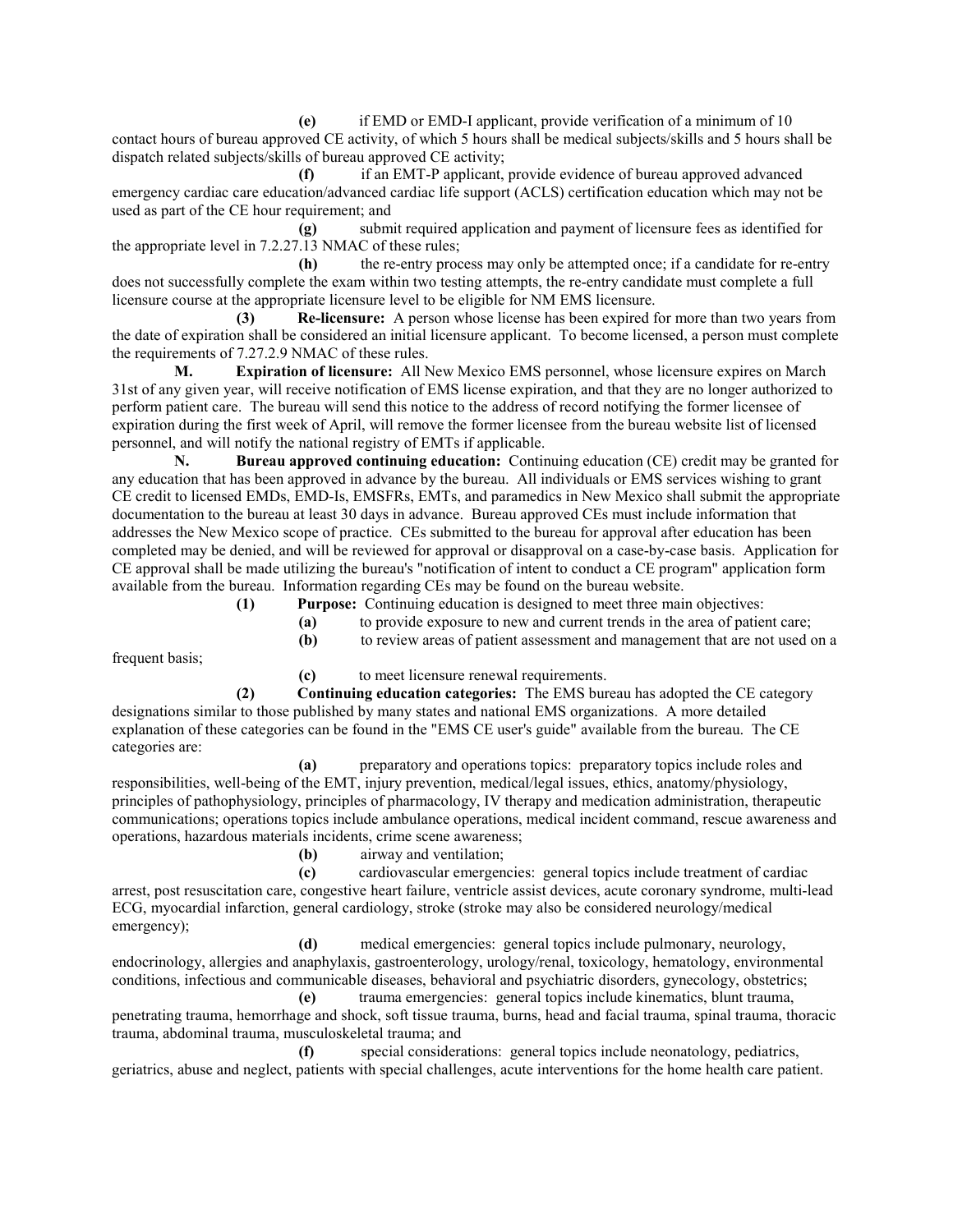**(e)** if EMD or EMD-I applicant, provide verification of a minimum of 10 contact hours of bureau approved CE activity, of which 5 hours shall be medical subjects/skills and 5 hours shall be dispatch related subjects/skills of bureau approved CE activity;

**(f)** if an EMT-P applicant, provide evidence of bureau approved advanced emergency cardiac care education/advanced cardiac life support (ACLS) certification education which may not be used as part of the CE hour requirement; and

**(g)** submit required application and payment of licensure fees as identified for the appropriate level in 7.2.27.13 NMAC of these rules;

**(h)** the re-entry process may only be attempted once; if a candidate for re-entry does not successfully complete the exam within two testing attempts, the re-entry candidate must complete a full licensure course at the appropriate licensure level to be eligible for NM EMS licensure.

**(3)** **Re-licensure:** A person whose license has been expired for more than two years from the date of expiration shall be considered an initial licensure applicant. To become licensed, a person must complete the requirements of 7.27.2.9 NMAC of these rules.

**M.** **Expiration of licensure:** All New Mexico EMS personnel, whose licensure expires on March 31st of any given year, will receive notification of EMS license expiration, and that they are no longer authorized to perform patient care. The bureau will send this notice to the address of record notifying the former licensee of expiration during the first week of April, will remove the former licensee from the bureau website list of licensed personnel, and will notify the national registry of EMTs if applicable.

**N.** **Bureau approved continuing education:** Continuing education (CE) credit may be granted for any education that has been approved in advance by the bureau. All individuals or EMS services wishing to grant CE credit to licensed EMDs, EMD-Is, EMSFRs, EMTs, and paramedics in New Mexico shall submit the appropriate documentation to the bureau at least 30 days in advance. Bureau approved CEs must include information that addresses the New Mexico scope of practice. CEs submitted to the bureau for approval after education has been completed may be denied, and will be reviewed for approval or disapproval on a case-by-case basis. Application for CE approval shall be made utilizing the bureau's "notification of intent to conduct a CE program" application form available from the bureau. Information regarding CEs may be found on the bureau website.

**(1)** **Purpose:** Continuing education is designed to meet three main objectives:

**(a)** to provide exposure to new and current trends in the area of patient care;

**(b)** to review areas of patient assessment and management that are not used on a frequent basis;

**(c)** to meet licensure renewal requirements.

**(2)** **Continuing education categories:** The EMS bureau has adopted the CE category designations similar to those published by many states and national EMS organizations. A more detailed explanation of these categories can be found in the "EMS CE user's guide" available from the bureau. The CE categories are:

**(a)** preparatory and operations topics: preparatory topics include roles and responsibilities, well-being of the EMT, injury prevention, medical/legal issues, ethics, anatomy/physiology, principles of pathophysiology, principles of pharmacology, IV therapy and medication administration, therapeutic communications; operations topics include ambulance operations, medical incident command, rescue awareness and operations, hazardous materials incidents, crime scene awareness;

**(b)** airway and ventilation;

**(c)** cardiovascular emergencies: general topics include treatment of cardiac arrest, post resuscitation care, congestive heart failure, ventricle assist devices, acute coronary syndrome, multi-lead ECG, myocardial infarction, general cardiology, stroke (stroke may also be considered neurology/medical emergency);

**(d)** medical emergencies: general topics include pulmonary, neurology, endocrinology, allergies and anaphylaxis, gastroenterology, urology/renal, toxicology, hematology, environmental conditions, infectious and communicable diseases, behavioral and psychiatric disorders, gynecology, obstetrics;

**(e)** trauma emergencies: general topics include kinematics, blunt trauma, penetrating trauma, hemorrhage and shock, soft tissue trauma, burns, head and facial trauma, spinal trauma, thoracic trauma, abdominal trauma, musculoskeletal trauma; and

**(f)** special considerations: general topics include neonatology, pediatrics, geriatrics, abuse and neglect, patients with special challenges, acute interventions for the home health care patient.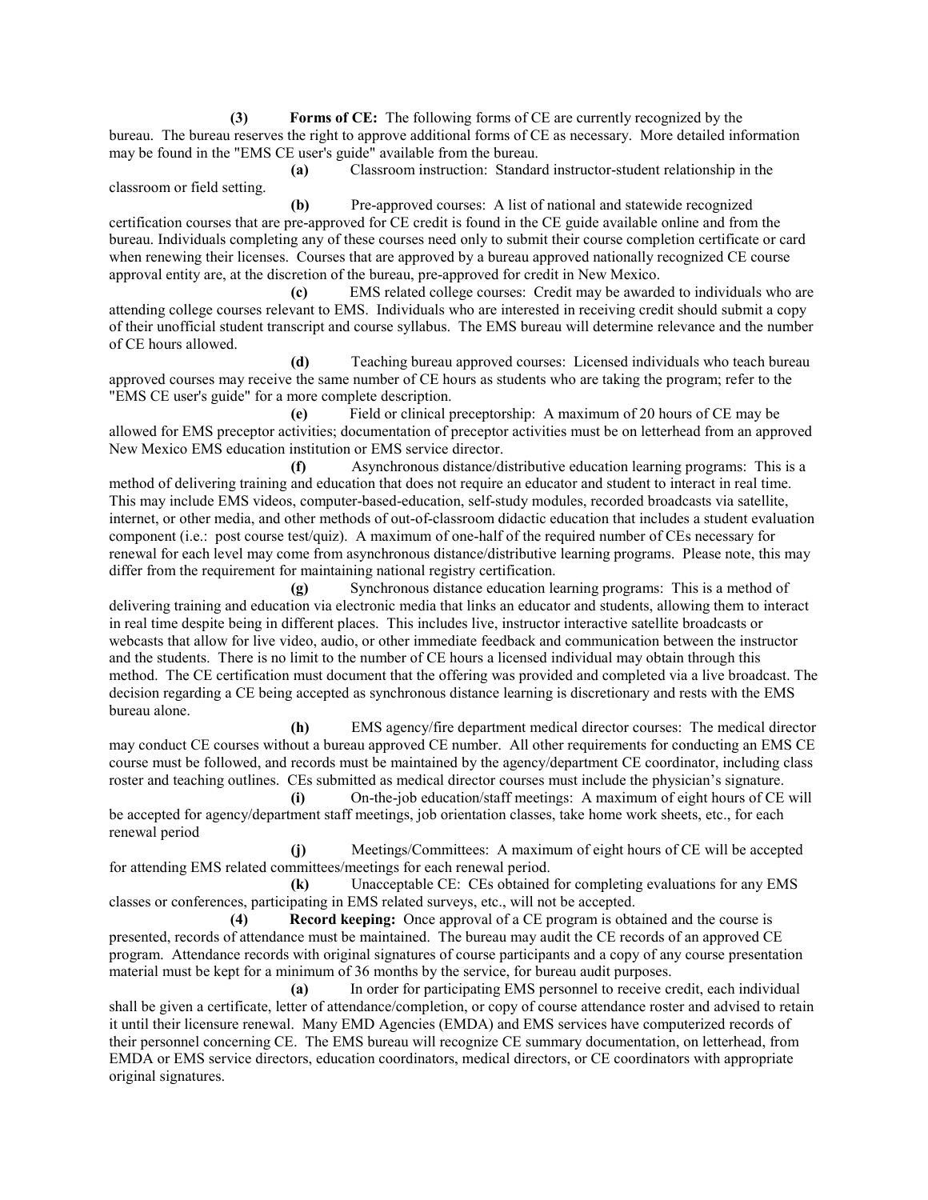**(3) Forms of CE:** The following forms of CE are currently recognized by the bureau. The bureau reserves the right to approve additional forms of CE as necessary. More detailed information may be found in the "EMS CE user's guide" available from the bureau.

**(a)** Classroom instruction: Standard instructor-student relationship in the classroom or field setting.

**(b)** Pre-approved courses: A list of national and statewide recognized certification courses that are pre-approved for CE credit is found in the CE guide available online and from the bureau. Individuals completing any of these courses need only to submit their course completion certificate or card when renewing their licenses. Courses that are approved by a bureau approved nationally recognized CE course approval entity are, at the discretion of the bureau, pre-approved for credit in New Mexico.

**(c)** EMS related college courses: Credit may be awarded to individuals who are attending college courses relevant to EMS. Individuals who are interested in receiving credit should submit a copy of their unofficial student transcript and course syllabus. The EMS bureau will determine relevance and the number of CE hours allowed.

**(d)** Teaching bureau approved courses: Licensed individuals who teach bureau approved courses may receive the same number of CE hours as students who are taking the program; refer to the "EMS CE user's guide" for a more complete description.

**(e)** Field or clinical preceptorship: A maximum of 20 hours of CE may be allowed for EMS preceptor activities; documentation of preceptor activities must be on letterhead from an approved New Mexico EMS education institution or EMS service director.

**(f)** Asynchronous distance/distributive education learning programs: This is a method of delivering training and education that does not require an educator and student to interact in real time. This may include EMS videos, computer-based-education, self-study modules, recorded broadcasts via satellite, internet, or other media, and other methods of out-of-classroom didactic education that includes a student evaluation component (i.e.: post course test/quiz). A maximum of one-half of the required number of CEs necessary for renewal for each level may come from asynchronous distance/distributive learning programs. Please note, this may differ from the requirement for maintaining national registry certification.

**(g)** Synchronous distance education learning programs: This is a method of delivering training and education via electronic media that links an educator and students, allowing them to interact in real time despite being in different places. This includes live, instructor interactive satellite broadcasts or webcasts that allow for live video, audio, or other immediate feedback and communication between the instructor and the students. There is no limit to the number of CE hours a licensed individual may obtain through this method. The CE certification must document that the offering was provided and completed via a live broadcast. The decision regarding a CE being accepted as synchronous distance learning is discretionary and rests with the EMS bureau alone.

**(h)** EMS agency/fire department medical director courses: The medical director may conduct CE courses without a bureau approved CE number. All other requirements for conducting an EMS CE course must be followed, and records must be maintained by the agency/department CE coordinator, including class roster and teaching outlines. CEs submitted as medical director courses must include the physician's signature.

**(i)** On-the-job education/staff meetings: A maximum of eight hours of CE will be accepted for agency/department staff meetings, job orientation classes, take home work sheets, etc., for each renewal period

**(j)** Meetings/Committees: A maximum of eight hours of CE will be accepted for attending EMS related committees/meetings for each renewal period.

**(k)** Unacceptable CE: CEs obtained for completing evaluations for any EMS classes or conferences, participating in EMS related surveys, etc., will not be accepted.

**(4) Record keeping:** Once approval of a CE program is obtained and the course is presented, records of attendance must be maintained. The bureau may audit the CE records of an approved CE program. Attendance records with original signatures of course participants and a copy of any course presentation material must be kept for a minimum of 36 months by the service, for bureau audit purposes.

**(a)** In order for participating EMS personnel to receive credit, each individual shall be given a certificate, letter of attendance/completion, or copy of course attendance roster and advised to retain it until their licensure renewal. Many EMD Agencies (EMDA) and EMS services have computerized records of their personnel concerning CE. The EMS bureau will recognize CE summary documentation, on letterhead, from EMDA or EMS service directors, education coordinators, medical directors, or CE coordinators with appropriate original signatures.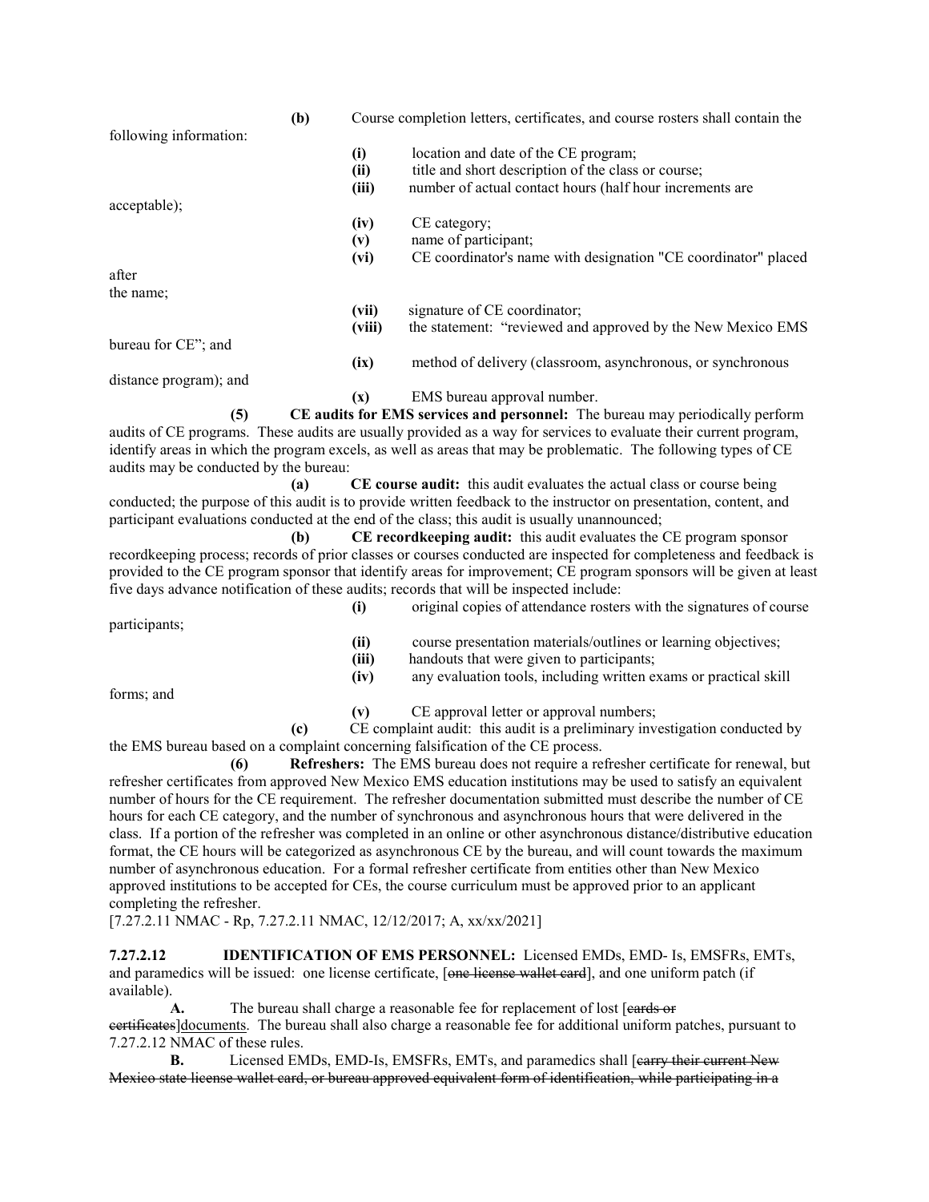**(b)** Course completion letters, certificates, and course rosters shall contain the following information:

**(i)** location and date of the CE program;

**(ii)** title and short description of the class or course;

**(iii)** number of actual contact hours (half hour increments are acceptable);

**(iv)** CE category;

**(v)** name of participant;

**(vi)** CE coordinator's name with designation "CE coordinator" placed after the name;

**(vii)** signature of CE coordinator;

**(viii)** the statement: "reviewed and approved by the New Mexico EMS bureau for CE"; and

**(ix)** method of delivery (classroom, asynchronous, or synchronous distance program); and

**(x)** EMS bureau approval number.

**(5) CE audits for EMS services and personnel:** The bureau may periodically perform audits of CE programs. These audits are usually provided as a way for services to evaluate their current program, identify areas in which the program excels, as well as areas that may be problematic. The following types of CE audits may be conducted by the bureau:

**(a) CE course audit:** this audit evaluates the actual class or course being conducted; the purpose of this audit is to provide written feedback to the instructor on presentation, content, and participant evaluations conducted at the end of the class; this audit is usually unannounced;

**(b) CE recordkeeping audit:** this audit evaluates the CE program sponsor recordkeeping process; records of prior classes or courses conducted are inspected for completeness and feedback is provided to the CE program sponsor that identify areas for improvement; CE program sponsors will be given at least five days advance notification of these audits; records that will be inspected include:

**(i)** original copies of attendance rosters with the signatures of course participants;

**(ii)** course presentation materials/outlines or learning objectives;

**(iii)** handouts that were given to participants;

**(iv)** any evaluation tools, including written exams or practical skill forms; and

**(v)** CE approval letter or approval numbers;

**(c)** CE complaint audit: this audit is a preliminary investigation conducted by the EMS bureau based on a complaint concerning falsification of the CE process.

**(6) Refreshers:** The EMS bureau does not require a refresher certificate for renewal, but refresher certificates from approved New Mexico EMS education institutions may be used to satisfy an equivalent number of hours for the CE requirement. The refresher documentation submitted must describe the number of CE hours for each CE category, and the number of synchronous and asynchronous hours that were delivered in the class. If a portion of the refresher was completed in an online or other asynchronous distance/distributive education format, the CE hours will be categorized as asynchronous CE by the bureau, and will count towards the maximum number of asynchronous education. For a formal refresher certificate from entities other than New Mexico approved institutions to be accepted for CEs, the course curriculum must be approved prior to an applicant completing the refresher.

[7.27.2.11 NMAC - Rp, 7.27.2.11 NMAC, 12/12/2017; A, xx/xx/2021]

**7.27.2.12 IDENTIFICATION OF EMS PERSONNEL:** Licensed EMDs, EMD- Is, EMSFRs, EMTs, and paramedics will be issued: one license certificate, [~~one license wallet card~~], and one uniform patch (if available).

**A.** The bureau shall charge a reasonable fee for replacement of lost [~~cards or certificates~~]documents. The bureau shall also charge a reasonable fee for additional uniform patches, pursuant to 7.27.2.12 NMAC of these rules.

**B.** Licensed EMDs, EMD-Is, EMSFRs, EMTs, and paramedics shall [~~carry their current New Mexico state license wallet card, or bureau approved equivalent form of identification, while participating in a~~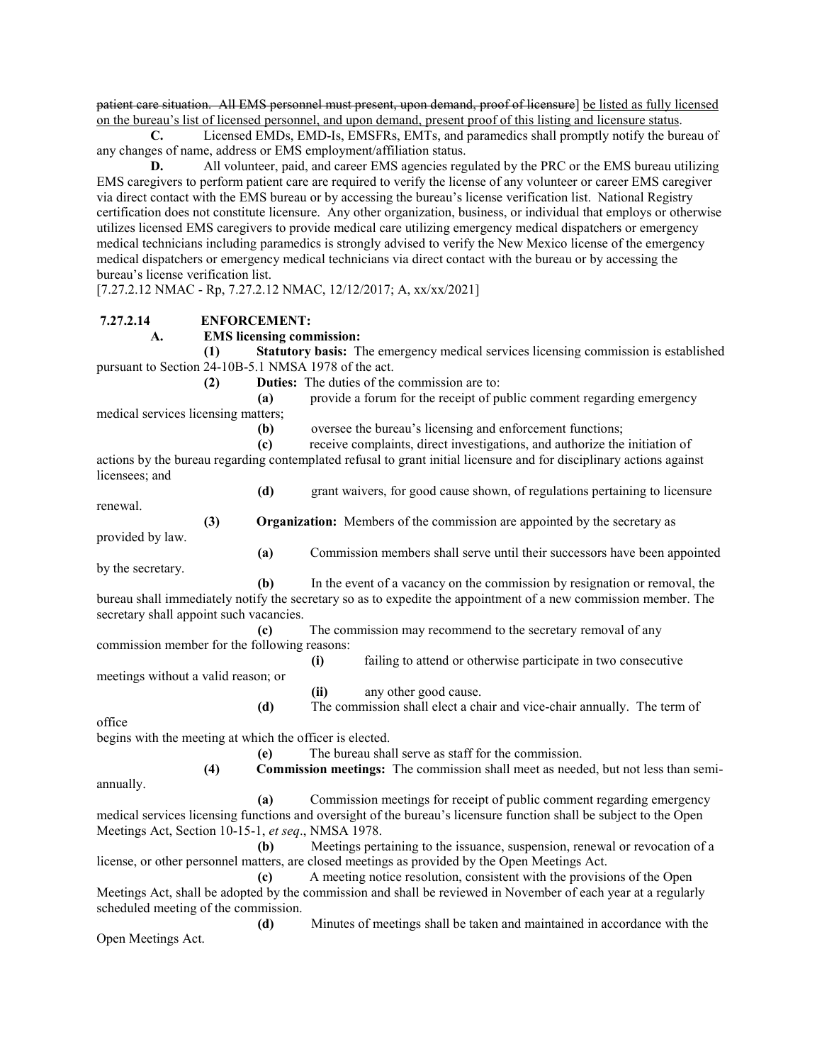~~patient care situation. All EMS personnel must present, upon demand, proof of licensure~~] <u>be listed as fully licensed on the bureau's list of licensed personnel, and upon demand, present proof of this listing and licensure status</u>.

**C.** Licensed EMDs, EMD-Is, EMSFRs, EMTs, and paramedics shall promptly notify the bureau of any changes of name, address or EMS employment/affiliation status.

**D.** All volunteer, paid, and career EMS agencies regulated by the PRC or the EMS bureau utilizing EMS caregivers to perform patient care are required to verify the license of any volunteer or career EMS caregiver via direct contact with the EMS bureau or by accessing the bureau's license verification list. National Registry certification does not constitute licensure. Any other organization, business, or individual that employs or otherwise utilizes licensed EMS caregivers to provide medical care utilizing emergency medical dispatchers or emergency medical technicians including paramedics is strongly advised to verify the New Mexico license of the emergency medical dispatchers or emergency medical technicians via direct contact with the bureau or by accessing the bureau's license verification list.

[7.27.2.12 NMAC - Rp, 7.27.2.12 NMAC, 12/12/2017; A, xx/xx/2021]

**7.27.2.14 ENFORCEMENT:**

**A. EMS licensing commission:**

**(1) Statutory basis:** The emergency medical services licensing commission is established pursuant to Section 24-10B-5.1 NMSA 1978 of the act.

**(2) Duties:** The duties of the commission are to:

**(a)** provide a forum for the receipt of public comment regarding emergency medical services licensing matters;

**(b)** oversee the bureau's licensing and enforcement functions;

**(c)** receive complaints, direct investigations, and authorize the initiation of actions by the bureau regarding contemplated refusal to grant initial licensure and for disciplinary actions against licensees; and

**(d)** grant waivers, for good cause shown, of regulations pertaining to licensure renewal.

**(3) Organization:** Members of the commission are appointed by the secretary as provided by law.

**(a)** Commission members shall serve until their successors have been appointed by the secretary.

**(b)** In the event of a vacancy on the commission by resignation or removal, the bureau shall immediately notify the secretary so as to expedite the appointment of a new commission member. The secretary shall appoint such vacancies.

**(c)** The commission may recommend to the secretary removal of any commission member for the following reasons:

**(i)** failing to attend or otherwise participate in two consecutive meetings without a valid reason; or

**(ii)** any other good cause.

**(d)** The commission shall elect a chair and vice-chair annually. The term of office begins with the meeting at which the officer is elected.

**(e)** The bureau shall serve as staff for the commission.

**(4) Commission meetings:** The commission shall meet as needed, but not less than semi-annually.

**(a)** Commission meetings for receipt of public comment regarding emergency medical services licensing functions and oversight of the bureau's licensure function shall be subject to the Open Meetings Act, Section 10-15-1, *et seq*., NMSA 1978.

**(b)** Meetings pertaining to the issuance, suspension, renewal or revocation of a license, or other personnel matters, are closed meetings as provided by the Open Meetings Act.

**(c)** A meeting notice resolution, consistent with the provisions of the Open Meetings Act, shall be adopted by the commission and shall be reviewed in November of each year at a regularly scheduled meeting of the commission.

**(d)** Minutes of meetings shall be taken and maintained in accordance with the Open Meetings Act.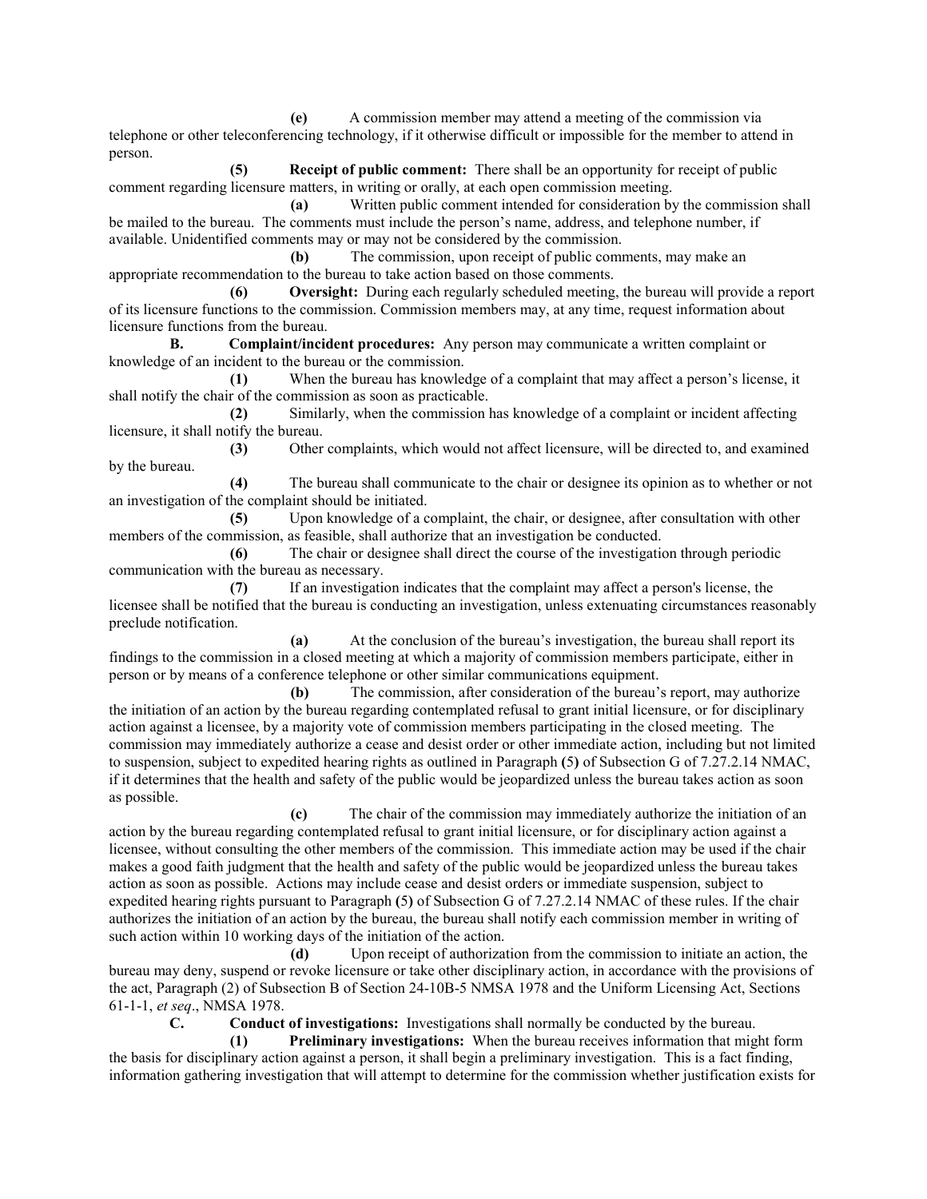**(e)** A commission member may attend a meeting of the commission via telephone or other teleconferencing technology, if it otherwise difficult or impossible for the member to attend in person.

**(5)** **Receipt of public comment:** There shall be an opportunity for receipt of public comment regarding licensure matters, in writing or orally, at each open commission meeting.

**(a)** Written public comment intended for consideration by the commission shall be mailed to the bureau. The comments must include the person's name, address, and telephone number, if available. Unidentified comments may or may not be considered by the commission.

**(b)** The commission, upon receipt of public comments, may make an appropriate recommendation to the bureau to take action based on those comments.

**(6)** **Oversight:** During each regularly scheduled meeting, the bureau will provide a report of its licensure functions to the commission. Commission members may, at any time, request information about licensure functions from the bureau.

**B.** **Complaint/incident procedures:** Any person may communicate a written complaint or knowledge of an incident to the bureau or the commission.

**(1)** When the bureau has knowledge of a complaint that may affect a person's license, it shall notify the chair of the commission as soon as practicable.

**(2)** Similarly, when the commission has knowledge of a complaint or incident affecting licensure, it shall notify the bureau.

**(3)** Other complaints, which would not affect licensure, will be directed to, and examined by the bureau.

**(4)** The bureau shall communicate to the chair or designee its opinion as to whether or not an investigation of the complaint should be initiated.

**(5)** Upon knowledge of a complaint, the chair, or designee, after consultation with other members of the commission, as feasible, shall authorize that an investigation be conducted.

**(6)** The chair or designee shall direct the course of the investigation through periodic communication with the bureau as necessary.

**(7)** If an investigation indicates that the complaint may affect a person's license, the licensee shall be notified that the bureau is conducting an investigation, unless extenuating circumstances reasonably preclude notification.

**(a)** At the conclusion of the bureau's investigation, the bureau shall report its findings to the commission in a closed meeting at which a majority of commission members participate, either in person or by means of a conference telephone or other similar communications equipment.

**(b)** The commission, after consideration of the bureau's report, may authorize the initiation of an action by the bureau regarding contemplated refusal to grant initial licensure, or for disciplinary action against a licensee, by a majority vote of commission members participating in the closed meeting. The commission may immediately authorize a cease and desist order or other immediate action, including but not limited to suspension, subject to expedited hearing rights as outlined in Paragraph **(**5**)** of Subsection G of 7.27.2.14 NMAC, if it determines that the health and safety of the public would be jeopardized unless the bureau takes action as soon as possible.

**(c)** The chair of the commission may immediately authorize the initiation of an action by the bureau regarding contemplated refusal to grant initial licensure, or for disciplinary action against a licensee, without consulting the other members of the commission. This immediate action may be used if the chair makes a good faith judgment that the health and safety of the public would be jeopardized unless the bureau takes action as soon as possible. Actions may include cease and desist orders or immediate suspension, subject to expedited hearing rights pursuant to Paragraph **(**5**)** of Subsection G of 7.27.2.14 NMAC of these rules. If the chair authorizes the initiation of an action by the bureau, the bureau shall notify each commission member in writing of such action within 10 working days of the initiation of the action.

**(d)** Upon receipt of authorization from the commission to initiate an action, the bureau may deny, suspend or revoke licensure or take other disciplinary action, in accordance with the provisions of the act, Paragraph (2) of Subsection B of Section 24-10B-5 NMSA 1978 and the Uniform Licensing Act, Sections 61-1-1, *et seq*., NMSA 1978.

**C.** **Conduct of investigations:** Investigations shall normally be conducted by the bureau.

**(1)** **Preliminary investigations:** When the bureau receives information that might form the basis for disciplinary action against a person, it shall begin a preliminary investigation. This is a fact finding, information gathering investigation that will attempt to determine for the commission whether justification exists for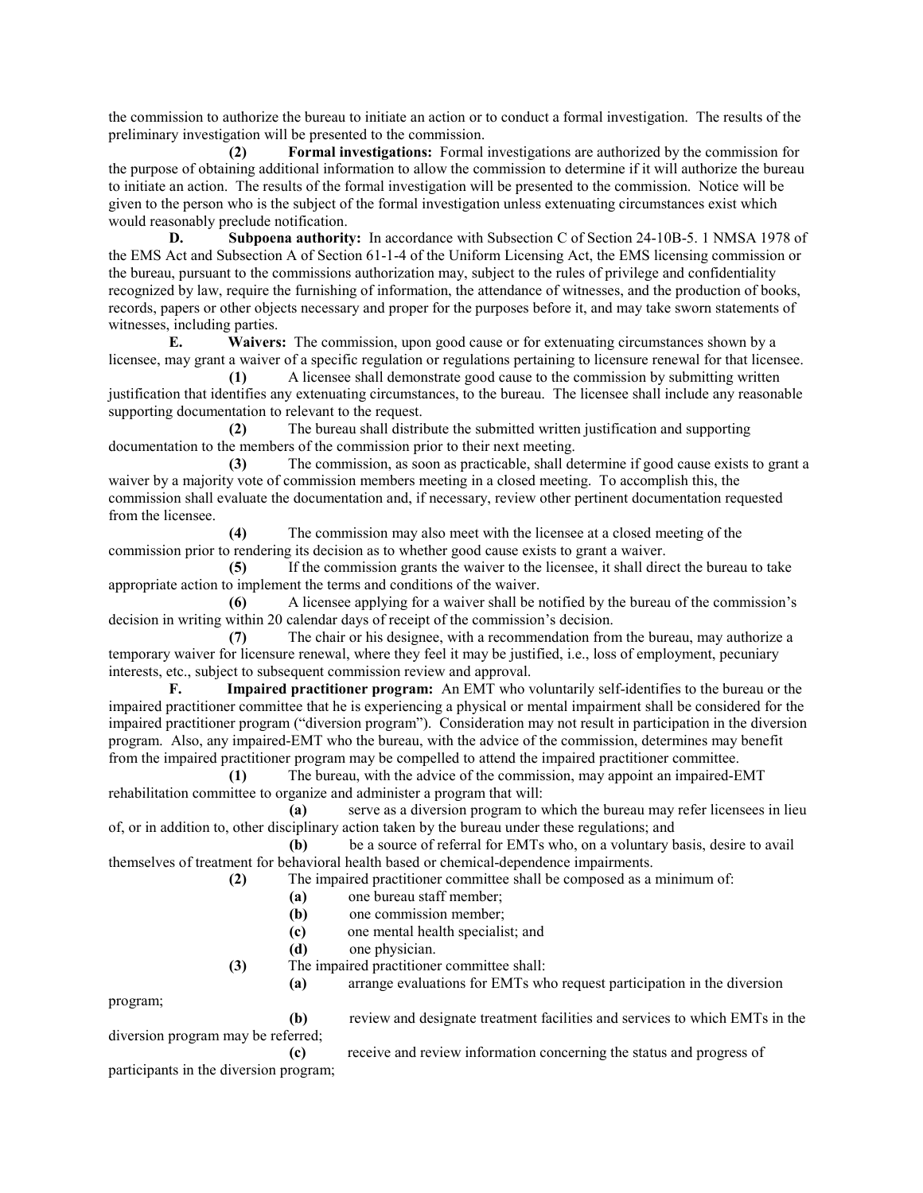the commission to authorize the bureau to initiate an action or to conduct a formal investigation. The results of the preliminary investigation will be presented to the commission.

**(2)** **Formal investigations:** Formal investigations are authorized by the commission for the purpose of obtaining additional information to allow the commission to determine if it will authorize the bureau to initiate an action. The results of the formal investigation will be presented to the commission. Notice will be given to the person who is the subject of the formal investigation unless extenuating circumstances exist which would reasonably preclude notification.

**D.** **Subpoena authority:** In accordance with Subsection C of Section 24-10B-5. 1 NMSA 1978 of the EMS Act and Subsection A of Section 61-1-4 of the Uniform Licensing Act, the EMS licensing commission or the bureau, pursuant to the commissions authorization may, subject to the rules of privilege and confidentiality recognized by law, require the furnishing of information, the attendance of witnesses, and the production of books, records, papers or other objects necessary and proper for the purposes before it, and may take sworn statements of witnesses, including parties.

**E.** **Waivers:** The commission, upon good cause or for extenuating circumstances shown by a licensee, may grant a waiver of a specific regulation or regulations pertaining to licensure renewal for that licensee.

**(1)** A licensee shall demonstrate good cause to the commission by submitting written justification that identifies any extenuating circumstances, to the bureau. The licensee shall include any reasonable supporting documentation to relevant to the request.

**(2)** The bureau shall distribute the submitted written justification and supporting documentation to the members of the commission prior to their next meeting.

**(3)** The commission, as soon as practicable, shall determine if good cause exists to grant a waiver by a majority vote of commission members meeting in a closed meeting. To accomplish this, the commission shall evaluate the documentation and, if necessary, review other pertinent documentation requested from the licensee.

**(4)** The commission may also meet with the licensee at a closed meeting of the commission prior to rendering its decision as to whether good cause exists to grant a waiver.

**(5)** If the commission grants the waiver to the licensee, it shall direct the bureau to take appropriate action to implement the terms and conditions of the waiver.

**(6)** A licensee applying for a waiver shall be notified by the bureau of the commission's decision in writing within 20 calendar days of receipt of the commission's decision.

**(7)** The chair or his designee, with a recommendation from the bureau, may authorize a temporary waiver for licensure renewal, where they feel it may be justified, i.e., loss of employment, pecuniary interests, etc., subject to subsequent commission review and approval.

**F.** **Impaired practitioner program:** An EMT who voluntarily self-identifies to the bureau or the impaired practitioner committee that he is experiencing a physical or mental impairment shall be considered for the impaired practitioner program ("diversion program"). Consideration may not result in participation in the diversion program. Also, any impaired-EMT who the bureau, with the advice of the commission, determines may benefit from the impaired practitioner program may be compelled to attend the impaired practitioner committee.

**(1)** The bureau, with the advice of the commission, may appoint an impaired-EMT rehabilitation committee to organize and administer a program that will:

**(a)** serve as a diversion program to which the bureau may refer licensees in lieu of, or in addition to, other disciplinary action taken by the bureau under these regulations; and

**(b)** be a source of referral for EMTs who, on a voluntary basis, desire to avail themselves of treatment for behavioral health based or chemical-dependence impairments.

**(2)** The impaired practitioner committee shall be composed as a minimum of:

**(a)** one bureau staff member;

**(b)** one commission member;

**(c)** one mental health specialist; and

**(d)** one physician.

**(3)** The impaired practitioner committee shall:

**(a)** arrange evaluations for EMTs who request participation in the diversion program;

**(b)** review and designate treatment facilities and services to which EMTs in the diversion program may be referred;

**(c)** receive and review information concerning the status and progress of participants in the diversion program;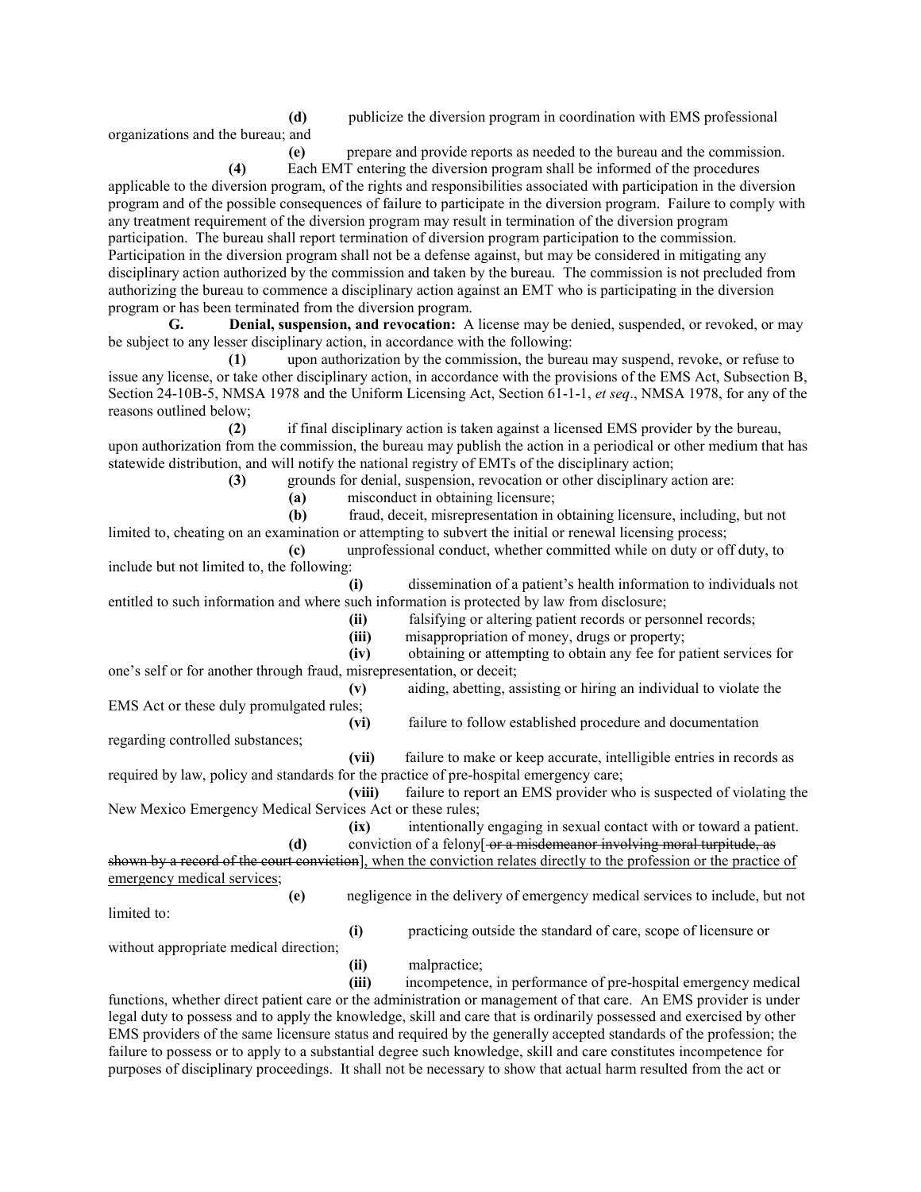**(d)** publicize the diversion program in coordination with EMS professional organizations and the bureau; and

**(e)** prepare and provide reports as needed to the bureau and the commission.

**(4)** Each EMT entering the diversion program shall be informed of the procedures applicable to the diversion program, of the rights and responsibilities associated with participation in the diversion program and of the possible consequences of failure to participate in the diversion program. Failure to comply with any treatment requirement of the diversion program may result in termination of the diversion program participation. The bureau shall report termination of diversion program participation to the commission. Participation in the diversion program shall not be a defense against, but may be considered in mitigating any disciplinary action authorized by the commission and taken by the bureau. The commission is not precluded from authorizing the bureau to commence a disciplinary action against an EMT who is participating in the diversion program or has been terminated from the diversion program.

**G. Denial, suspension, and revocation:** A license may be denied, suspended, or revoked, or may be subject to any lesser disciplinary action, in accordance with the following:

**(1)** upon authorization by the commission, the bureau may suspend, revoke, or refuse to issue any license, or take other disciplinary action, in accordance with the provisions of the EMS Act, Subsection B, Section 24-10B-5, NMSA 1978 and the Uniform Licensing Act, Section 61-1-1, *et seq*., NMSA 1978, for any of the reasons outlined below;

**(2)** if final disciplinary action is taken against a licensed EMS provider by the bureau, upon authorization from the commission, the bureau may publish the action in a periodical or other medium that has statewide distribution, and will notify the national registry of EMTs of the disciplinary action;

**(3)** grounds for denial, suspension, revocation or other disciplinary action are:

**(a)** misconduct in obtaining licensure;

**(b)** fraud, deceit, misrepresentation in obtaining licensure, including, but not limited to, cheating on an examination or attempting to subvert the initial or renewal licensing process;

**(c)** unprofessional conduct, whether committed while on duty or off duty, to include but not limited to, the following:

**(i)** dissemination of a patient's health information to individuals not entitled to such information and where such information is protected by law from disclosure;

**(ii)** falsifying or altering patient records or personnel records;

**(iii)** misappropriation of money, drugs or property;

**(iv)** obtaining or attempting to obtain any fee for patient services for one's self or for another through fraud, misrepresentation, or deceit;

**(v)** aiding, abetting, assisting or hiring an individual to violate the EMS Act or these duly promulgated rules;

**(vi)** failure to follow established procedure and documentation regarding controlled substances;

**(vii)** failure to make or keep accurate, intelligible entries in records as required by law, policy and standards for the practice of pre-hospital emergency care;

**(viii)** failure to report an EMS provider who is suspected of violating the New Mexico Emergency Medical Services Act or these rules;

**(ix)** intentionally engaging in sexual contact with or toward a patient.

**(d)** conviction of a felony[~~ or a misdemeanor involving moral turpitude, as shown by a record of the court conviction~~]<u>, when the conviction relates directly to the profession or the practice of emergency medical services</u>;

**(e)** negligence in the delivery of emergency medical services to include, but not limited to:

**(i)** practicing outside the standard of care, scope of licensure or without appropriate medical direction;

**(ii)** malpractice;

**(iii)** incompetence, in performance of pre-hospital emergency medical functions, whether direct patient care or the administration or management of that care. An EMS provider is under legal duty to possess and to apply the knowledge, skill and care that is ordinarily possessed and exercised by other EMS providers of the same licensure status and required by the generally accepted standards of the profession; the failure to possess or to apply to a substantial degree such knowledge, skill and care constitutes incompetence for purposes of disciplinary proceedings. It shall not be necessary to show that actual harm resulted from the act or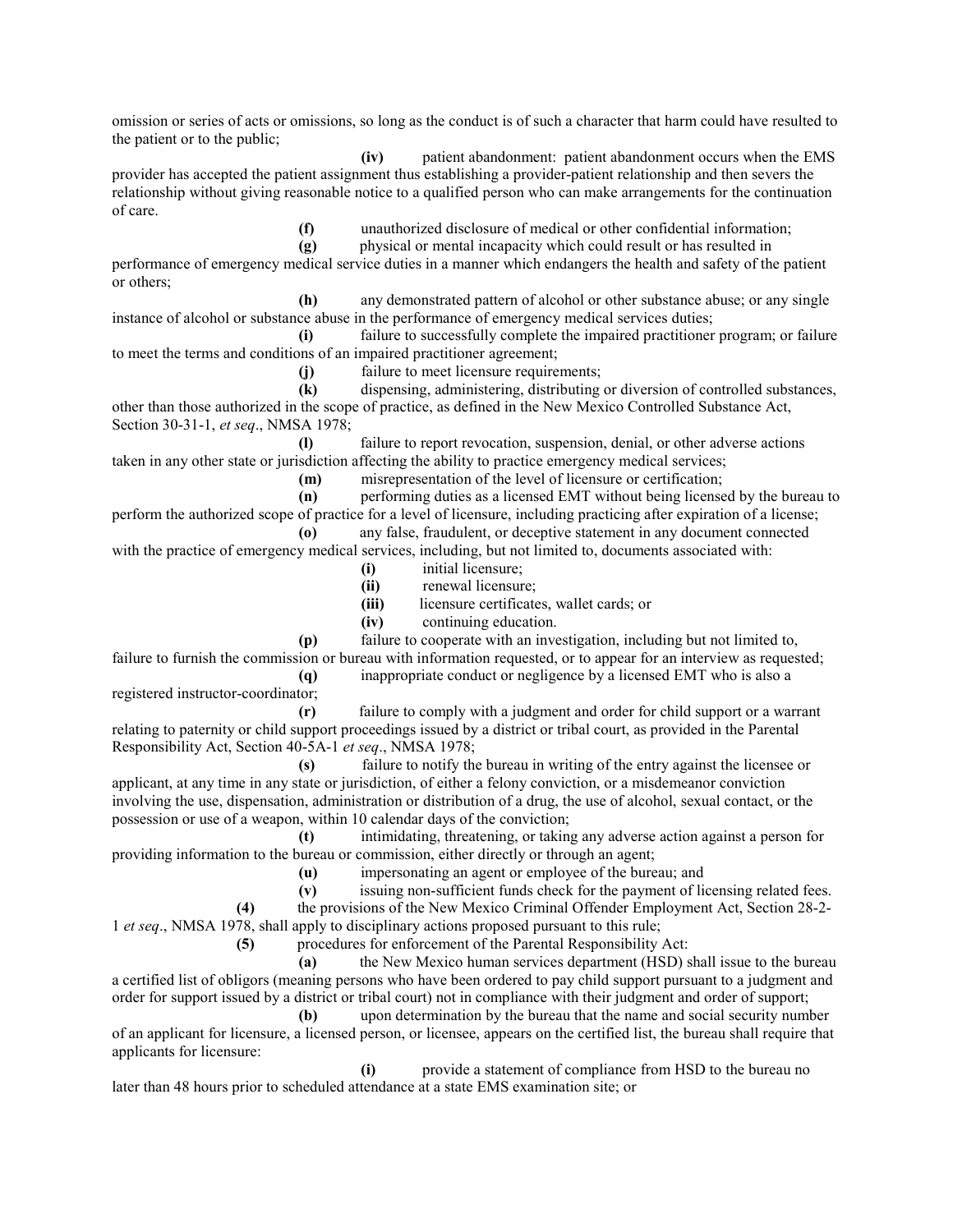omission or series of acts or omissions, so long as the conduct is of such a character that harm could have resulted to the patient or to the public;

**(iv)** patient abandonment: patient abandonment occurs when the EMS provider has accepted the patient assignment thus establishing a provider-patient relationship and then severs the relationship without giving reasonable notice to a qualified person who can make arrangements for the continuation of care.

**(f)** unauthorized disclosure of medical or other confidential information;

**(g)** physical or mental incapacity which could result or has resulted in performance of emergency medical service duties in a manner which endangers the health and safety of the patient or others;

**(h)** any demonstrated pattern of alcohol or other substance abuse; or any single instance of alcohol or substance abuse in the performance of emergency medical services duties;

**(i)** failure to successfully complete the impaired practitioner program; or failure to meet the terms and conditions of an impaired practitioner agreement;

**(j)** failure to meet licensure requirements;

**(k)** dispensing, administering, distributing or diversion of controlled substances, other than those authorized in the scope of practice, as defined in the New Mexico Controlled Substance Act, Section 30-31-1, *et seq*., NMSA 1978;

**(l)** failure to report revocation, suspension, denial, or other adverse actions taken in any other state or jurisdiction affecting the ability to practice emergency medical services;

**(m)** misrepresentation of the level of licensure or certification;

**(n)** performing duties as a licensed EMT without being licensed by the bureau to perform the authorized scope of practice for a level of licensure, including practicing after expiration of a license;

**(o)** any false, fraudulent, or deceptive statement in any document connected with the practice of emergency medical services, including, but not limited to, documents associated with:

**(i)** initial licensure;

**(ii)** renewal licensure;

**(iii)** licensure certificates, wallet cards; or

**(iv)** continuing education.

**(p)** failure to cooperate with an investigation, including but not limited to, failure to furnish the commission or bureau with information requested, or to appear for an interview as requested;

**(q)** inappropriate conduct or negligence by a licensed EMT who is also a registered instructor-coordinator;

**(r)** failure to comply with a judgment and order for child support or a warrant relating to paternity or child support proceedings issued by a district or tribal court, as provided in the Parental Responsibility Act, Section 40-5A-1 *et seq*., NMSA 1978;

**(s)** failure to notify the bureau in writing of the entry against the licensee or applicant, at any time in any state or jurisdiction, of either a felony conviction, or a misdemeanor conviction involving the use, dispensation, administration or distribution of a drug, the use of alcohol, sexual contact, or the possession or use of a weapon, within 10 calendar days of the conviction;

**(t)** intimidating, threatening, or taking any adverse action against a person for providing information to the bureau or commission, either directly or through an agent;

**(u)** impersonating an agent or employee of the bureau; and

**(v)** issuing non-sufficient funds check for the payment of licensing related fees.

**(4)** the provisions of the New Mexico Criminal Offender Employment Act, Section 28-2-1 *et seq*., NMSA 1978, shall apply to disciplinary actions proposed pursuant to this rule;

**(5)** procedures for enforcement of the Parental Responsibility Act:

**(a)** the New Mexico human services department (HSD) shall issue to the bureau a certified list of obligors (meaning persons who have been ordered to pay child support pursuant to a judgment and order for support issued by a district or tribal court) not in compliance with their judgment and order of support;

**(b)** upon determination by the bureau that the name and social security number of an applicant for licensure, a licensed person, or licensee, appears on the certified list, the bureau shall require that applicants for licensure:

**(i)** provide a statement of compliance from HSD to the bureau no later than 48 hours prior to scheduled attendance at a state EMS examination site; or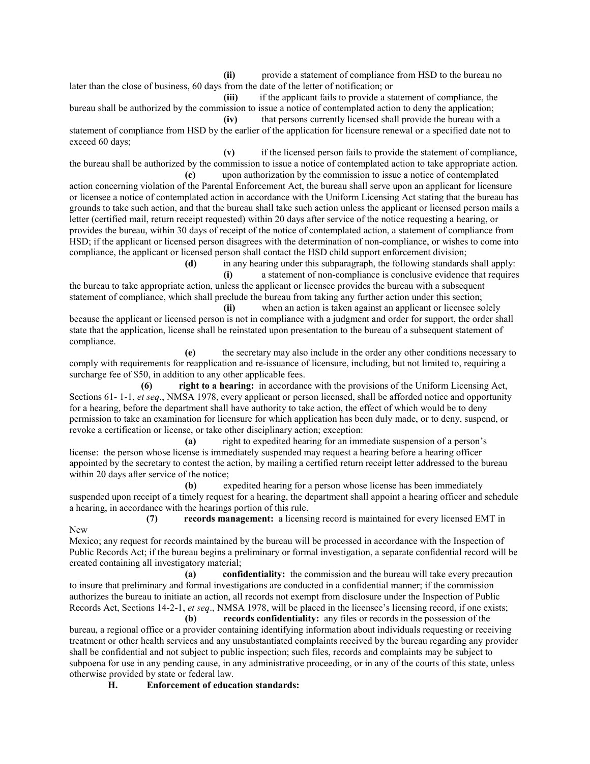**(ii)** provide a statement of compliance from HSD to the bureau no later than the close of business, 60 days from the date of the letter of notification; or

**(iii)** if the applicant fails to provide a statement of compliance, the bureau shall be authorized by the commission to issue a notice of contemplated action to deny the application;

**(iv)** that persons currently licensed shall provide the bureau with a statement of compliance from HSD by the earlier of the application for licensure renewal or a specified date not to exceed 60 days;

**(v)** if the licensed person fails to provide the statement of compliance, the bureau shall be authorized by the commission to issue a notice of contemplated action to take appropriate action.

**(c)** upon authorization by the commission to issue a notice of contemplated action concerning violation of the Parental Enforcement Act, the bureau shall serve upon an applicant for licensure or licensee a notice of contemplated action in accordance with the Uniform Licensing Act stating that the bureau has grounds to take such action, and that the bureau shall take such action unless the applicant or licensed person mails a letter (certified mail, return receipt requested) within 20 days after service of the notice requesting a hearing, or provides the bureau, within 30 days of receipt of the notice of contemplated action, a statement of compliance from HSD; if the applicant or licensed person disagrees with the determination of non-compliance, or wishes to come into compliance, the applicant or licensed person shall contact the HSD child support enforcement division;

**(d)** in any hearing under this subparagraph, the following standards shall apply:

**(i)** a statement of non-compliance is conclusive evidence that requires the bureau to take appropriate action, unless the applicant or licensee provides the bureau with a subsequent statement of compliance, which shall preclude the bureau from taking any further action under this section;

**(ii)** when an action is taken against an applicant or licensee solely because the applicant or licensed person is not in compliance with a judgment and order for support, the order shall state that the application, license shall be reinstated upon presentation to the bureau of a subsequent statement of compliance.

**(e)** the secretary may also include in the order any other conditions necessary to comply with requirements for reapplication and re-issuance of licensure, including, but not limited to, requiring a surcharge fee of $50, in addition to any other applicable fees.

**(6)** **right to a hearing:** in accordance with the provisions of the Uniform Licensing Act, Sections 61- 1-1, *et seq*., NMSA 1978, every applicant or person licensed, shall be afforded notice and opportunity for a hearing, before the department shall have authority to take action, the effect of which would be to deny permission to take an examination for licensure for which application has been duly made, or to deny, suspend, or revoke a certification or license, or take other disciplinary action; exception:

**(a)** right to expedited hearing for an immediate suspension of a person's license: the person whose license is immediately suspended may request a hearing before a hearing officer appointed by the secretary to contest the action, by mailing a certified return receipt letter addressed to the bureau within 20 days after service of the notice;

**(b)** expedited hearing for a person whose license has been immediately suspended upon receipt of a timely request for a hearing, the department shall appoint a hearing officer and schedule a hearing, in accordance with the hearings portion of this rule.

**(7)** **records management:** a licensing record is maintained for every licensed EMT in New Mexico; any request for records maintained by the bureau will be processed in accordance with the Inspection of Public Records Act; if the bureau begins a preliminary or formal investigation, a separate confidential record will be created containing all investigatory material;

**(a)** **confidentiality:** the commission and the bureau will take every precaution to insure that preliminary and formal investigations are conducted in a confidential manner; if the commission authorizes the bureau to initiate an action, all records not exempt from disclosure under the Inspection of Public Records Act, Sections 14-2-1, *et seq*., NMSA 1978, will be placed in the licensee's licensing record, if one exists;

**(b)** **records confidentiality:** any files or records in the possession of the bureau, a regional office or a provider containing identifying information about individuals requesting or receiving treatment or other health services and any unsubstantiated complaints received by the bureau regarding any provider shall be confidential and not subject to public inspection; such files, records and complaints may be subject to subpoena for use in any pending cause, in any administrative proceeding, or in any of the courts of this state, unless otherwise provided by state or federal law.

**H.** **Enforcement of education standards:**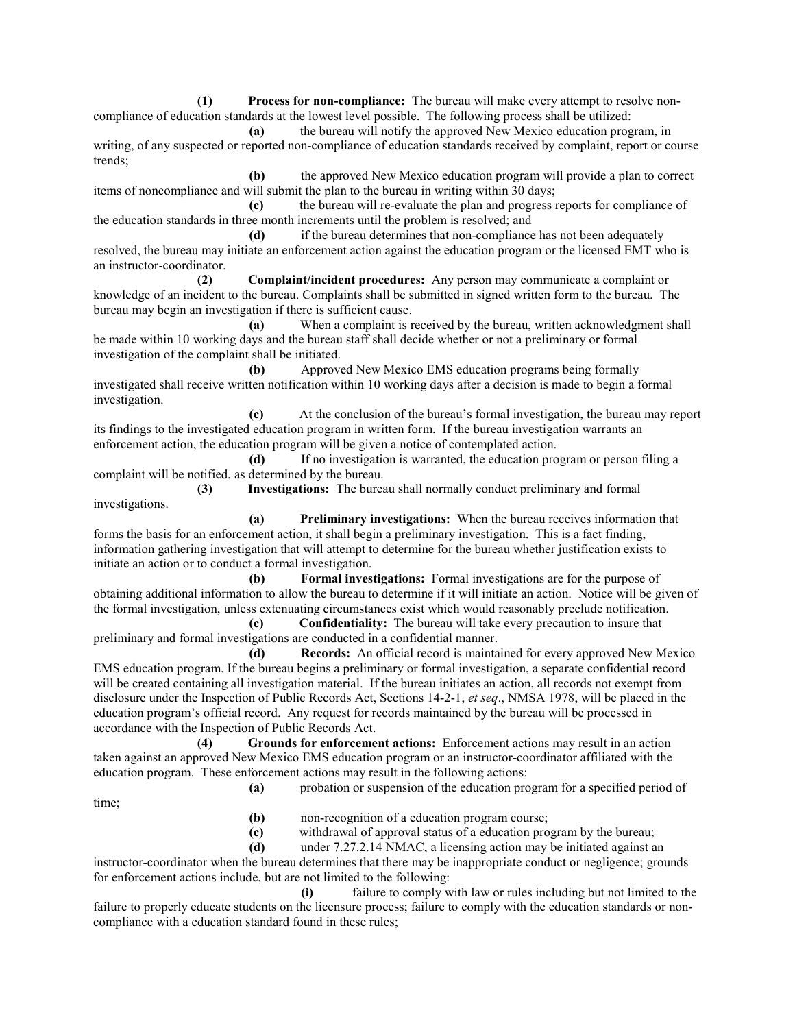**(1) Process for non-compliance:** The bureau will make every attempt to resolve non-compliance of education standards at the lowest level possible. The following process shall be utilized:

**(a)** the bureau will notify the approved New Mexico education program, in writing, of any suspected or reported non-compliance of education standards received by complaint, report or course trends;

**(b)** the approved New Mexico education program will provide a plan to correct items of noncompliance and will submit the plan to the bureau in writing within 30 days;

**(c)** the bureau will re-evaluate the plan and progress reports for compliance of the education standards in three month increments until the problem is resolved; and

**(d)** if the bureau determines that non-compliance has not been adequately resolved, the bureau may initiate an enforcement action against the education program or the licensed EMT who is an instructor-coordinator.

**(2) Complaint/incident procedures:** Any person may communicate a complaint or knowledge of an incident to the bureau. Complaints shall be submitted in signed written form to the bureau. The bureau may begin an investigation if there is sufficient cause.

**(a)** When a complaint is received by the bureau, written acknowledgment shall be made within 10 working days and the bureau staff shall decide whether or not a preliminary or formal investigation of the complaint shall be initiated.

**(b)** Approved New Mexico EMS education programs being formally investigated shall receive written notification within 10 working days after a decision is made to begin a formal investigation.

**(c)** At the conclusion of the bureau's formal investigation, the bureau may report its findings to the investigated education program in written form. If the bureau investigation warrants an enforcement action, the education program will be given a notice of contemplated action.

**(d)** If no investigation is warranted, the education program or person filing a complaint will be notified, as determined by the bureau.

**(3) Investigations:** The bureau shall normally conduct preliminary and formal investigations.

**(a) Preliminary investigations:** When the bureau receives information that forms the basis for an enforcement action, it shall begin a preliminary investigation. This is a fact finding, information gathering investigation that will attempt to determine for the bureau whether justification exists to initiate an action or to conduct a formal investigation.

**(b) Formal investigations:** Formal investigations are for the purpose of obtaining additional information to allow the bureau to determine if it will initiate an action. Notice will be given of the formal investigation, unless extenuating circumstances exist which would reasonably preclude notification.

**(c) Confidentiality:** The bureau will take every precaution to insure that preliminary and formal investigations are conducted in a confidential manner.

**(d) Records:** An official record is maintained for every approved New Mexico EMS education program. If the bureau begins a preliminary or formal investigation, a separate confidential record will be created containing all investigation material. If the bureau initiates an action, all records not exempt from disclosure under the Inspection of Public Records Act, Sections 14-2-1, *et seq*., NMSA 1978, will be placed in the education program's official record. Any request for records maintained by the bureau will be processed in accordance with the Inspection of Public Records Act.

**(4) Grounds for enforcement actions:** Enforcement actions may result in an action taken against an approved New Mexico EMS education program or an instructor-coordinator affiliated with the education program. These enforcement actions may result in the following actions:

**(a)** probation or suspension of the education program for a specified period of time;

**(b)** non-recognition of a education program course;

**(c)** withdrawal of approval status of a education program by the bureau;

**(d)** under 7.27.2.14 NMAC, a licensing action may be initiated against an instructor-coordinator when the bureau determines that there may be inappropriate conduct or negligence; grounds for enforcement actions include, but are not limited to the following:

**(i)** failure to comply with law or rules including but not limited to the failure to properly educate students on the licensure process; failure to comply with the education standards or non-compliance with a education standard found in these rules;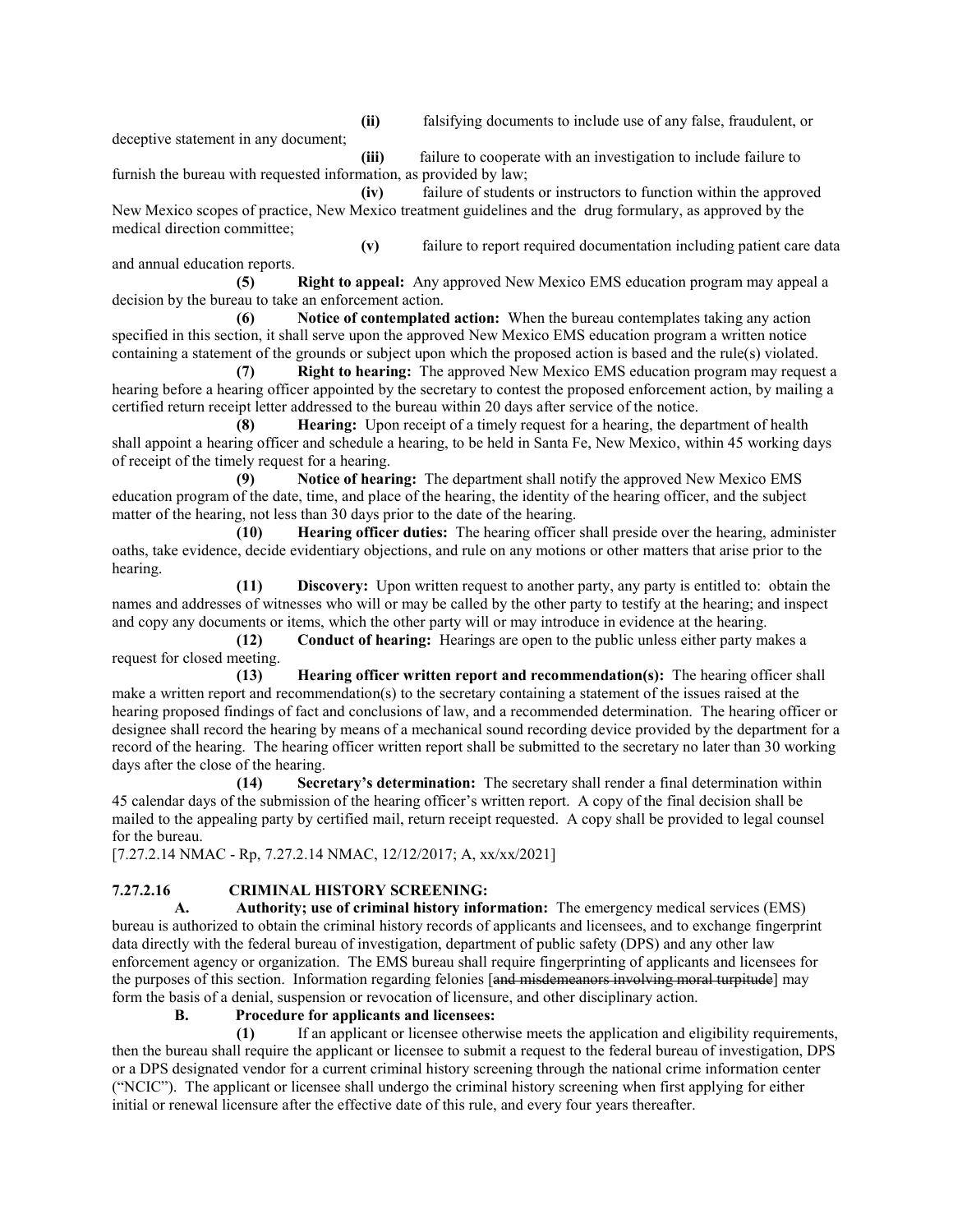**(ii)** falsifying documents to include use of any false, fraudulent, or deceptive statement in any document;

**(iii)** failure to cooperate with an investigation to include failure to furnish the bureau with requested information, as provided by law;

**(iv)** failure of students or instructors to function within the approved New Mexico scopes of practice, New Mexico treatment guidelines and the drug formulary, as approved by the medical direction committee;

**(v)** failure to report required documentation including patient care data and annual education reports.

**(5) Right to appeal:** Any approved New Mexico EMS education program may appeal a decision by the bureau to take an enforcement action.

**(6) Notice of contemplated action:** When the bureau contemplates taking any action specified in this section, it shall serve upon the approved New Mexico EMS education program a written notice containing a statement of the grounds or subject upon which the proposed action is based and the rule(s) violated.

**(7) Right to hearing:** The approved New Mexico EMS education program may request a hearing before a hearing officer appointed by the secretary to contest the proposed enforcement action, by mailing a certified return receipt letter addressed to the bureau within 20 days after service of the notice.

**(8) Hearing:** Upon receipt of a timely request for a hearing, the department of health shall appoint a hearing officer and schedule a hearing, to be held in Santa Fe, New Mexico, within 45 working days of receipt of the timely request for a hearing.

**(9) Notice of hearing:** The department shall notify the approved New Mexico EMS education program of the date, time, and place of the hearing, the identity of the hearing officer, and the subject matter of the hearing, not less than 30 days prior to the date of the hearing.

**(10) Hearing officer duties:** The hearing officer shall preside over the hearing, administer oaths, take evidence, decide evidentiary objections, and rule on any motions or other matters that arise prior to the hearing.

**(11) Discovery:** Upon written request to another party, any party is entitled to: obtain the names and addresses of witnesses who will or may be called by the other party to testify at the hearing; and inspect and copy any documents or items, which the other party will or may introduce in evidence at the hearing.

**(12) Conduct of hearing:** Hearings are open to the public unless either party makes a request for closed meeting.

**(13) Hearing officer written report and recommendation(s):** The hearing officer shall make a written report and recommendation(s) to the secretary containing a statement of the issues raised at the hearing proposed findings of fact and conclusions of law, and a recommended determination. The hearing officer or designee shall record the hearing by means of a mechanical sound recording device provided by the department for a record of the hearing. The hearing officer written report shall be submitted to the secretary no later than 30 working days after the close of the hearing.

**(14) Secretary's determination:** The secretary shall render a final determination within 45 calendar days of the submission of the hearing officer's written report. A copy of the final decision shall be mailed to the appealing party by certified mail, return receipt requested. A copy shall be provided to legal counsel for the bureau.

[7.27.2.14 NMAC - Rp, 7.27.2.14 NMAC, 12/12/2017; A, xx/xx/2021]

**7.27.2.16 CRIMINAL HISTORY SCREENING:**

**A. Authority; use of criminal history information:** The emergency medical services (EMS) bureau is authorized to obtain the criminal history records of applicants and licensees, and to exchange fingerprint data directly with the federal bureau of investigation, department of public safety (DPS) and any other law enforcement agency or organization. The EMS bureau shall require fingerprinting of applicants and licensees for the purposes of this section. Information regarding felonies [~~and misdemeanors involving moral turpitude~~] may form the basis of a denial, suspension or revocation of licensure, and other disciplinary action.

**B. Procedure for applicants and licensees:**

**(1)** If an applicant or licensee otherwise meets the application and eligibility requirements, then the bureau shall require the applicant or licensee to submit a request to the federal bureau of investigation, DPS or a DPS designated vendor for a current criminal history screening through the national crime information center ("NCIC"). The applicant or licensee shall undergo the criminal history screening when first applying for either initial or renewal licensure after the effective date of this rule, and every four years thereafter.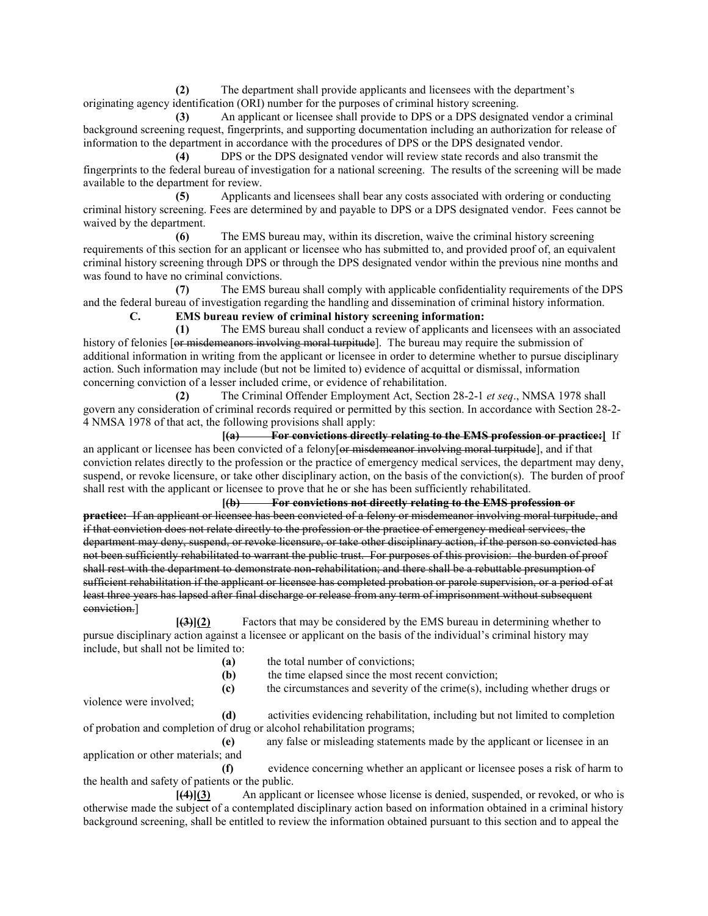**(2)** The department shall provide applicants and licensees with the department's originating agency identification (ORI) number for the purposes of criminal history screening.

**(3)** An applicant or licensee shall provide to DPS or a DPS designated vendor a criminal background screening request, fingerprints, and supporting documentation including an authorization for release of information to the department in accordance with the procedures of DPS or the DPS designated vendor.

**(4)** DPS or the DPS designated vendor will review state records and also transmit the fingerprints to the federal bureau of investigation for a national screening. The results of the screening will be made available to the department for review.

**(5)** Applicants and licensees shall bear any costs associated with ordering or conducting criminal history screening. Fees are determined by and payable to DPS or a DPS designated vendor. Fees cannot be waived by the department.

**(6)** The EMS bureau may, within its discretion, waive the criminal history screening requirements of this section for an applicant or licensee who has submitted to, and provided proof of, an equivalent criminal history screening through DPS or through the DPS designated vendor within the previous nine months and was found to have no criminal convictions.

**(7)** The EMS bureau shall comply with applicable confidentiality requirements of the DPS and the federal bureau of investigation regarding the handling and dissemination of criminal history information.

**C. EMS bureau review of criminal history screening information:**

**(1)** The EMS bureau shall conduct a review of applicants and licensees with an associated history of felonies [~~or misdemeanors involving moral turpitude~~]. The bureau may require the submission of additional information in writing from the applicant or licensee in order to determine whether to pursue disciplinary action. Such information may include (but not be limited to) evidence of acquittal or dismissal, information concerning conviction of a lesser included crime, or evidence of rehabilitation.

**(2)** The Criminal Offender Employment Act, Section 28-2-1 *et seq*., NMSA 1978 shall govern any consideration of criminal records required or permitted by this section. In accordance with Section 28-2-4 NMSA 1978 of that act, the following provisions shall apply:

**[~~(a) For convictions directly relating to the EMS profession or practice:~~]** If an applicant or licensee has been convicted of a felony[~~or misdemeanor involving moral turpitude~~], and if that conviction relates directly to the profession or the practice of emergency medical services, the department may deny, suspend, or revoke licensure, or take other disciplinary action, on the basis of the conviction(s). The burden of proof shall rest with the applicant or licensee to prove that he or she has been sufficiently rehabilitated.

**[~~(b) For convictions not directly relating to the EMS profession or practice:~~** ~~If an applicant or licensee has been convicted of a felony or misdemeanor involving moral turpitude, and if that conviction does not relate directly to the profession or the practice of emergency medical services, the department may deny, suspend, or revoke licensure, or take other disciplinary action, if the person so convicted has not been sufficiently rehabilitated to warrant the public trust. For purposes of this provision: the burden of proof shall rest with the department to demonstrate non-rehabilitation; and there shall be a rebuttable presumption of sufficient rehabilitation if the applicant or licensee has completed probation or parole supervision, or a period of at least three years has lapsed after final discharge or release from any term of imprisonment without subsequent conviction.~~]

**[~~(3)~~]<u>(2)</u>** Factors that may be considered by the EMS bureau in determining whether to pursue disciplinary action against a licensee or applicant on the basis of the individual's criminal history may include, but shall not be limited to:

**(a)** the total number of convictions;

**(b)** the time elapsed since the most recent conviction;

**(c)** the circumstances and severity of the crime(s), including whether drugs or violence were involved;

**(d)** activities evidencing rehabilitation, including but not limited to completion of probation and completion of drug or alcohol rehabilitation programs;

**(e)** any false or misleading statements made by the applicant or licensee in an application or other materials; and

**(f)** evidence concerning whether an applicant or licensee poses a risk of harm to the health and safety of patients or the public.

**[~~(4)~~]<u>(3)</u>** An applicant or licensee whose license is denied, suspended, or revoked, or who is otherwise made the subject of a contemplated disciplinary action based on information obtained in a criminal history background screening, shall be entitled to review the information obtained pursuant to this section and to appeal the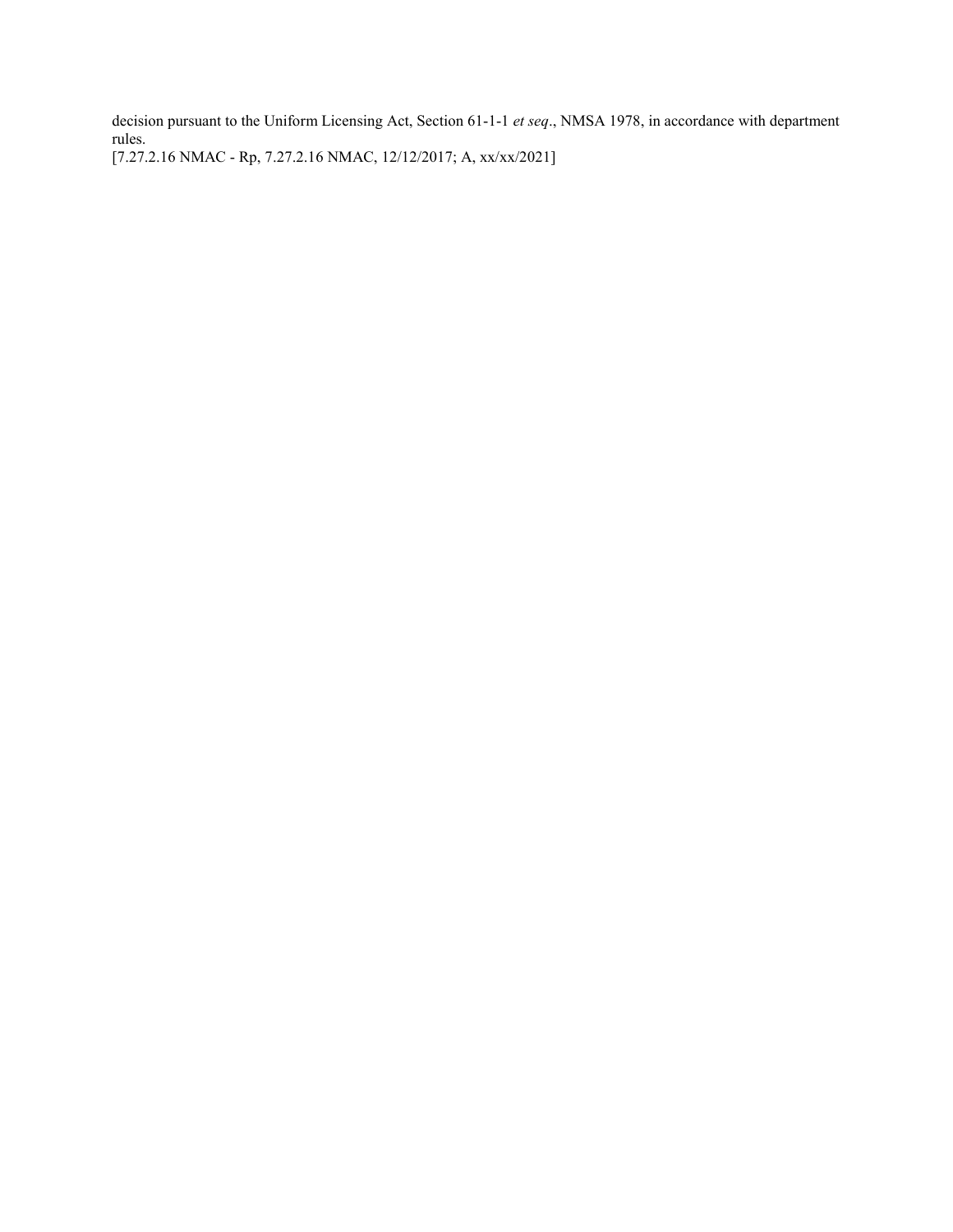decision pursuant to the Uniform Licensing Act, Section 61-1-1 *et seq*., NMSA 1978, in accordance with department rules.
[7.27.2.16 NMAC - Rp, 7.27.2.16 NMAC, 12/12/2017; A, xx/xx/2021]